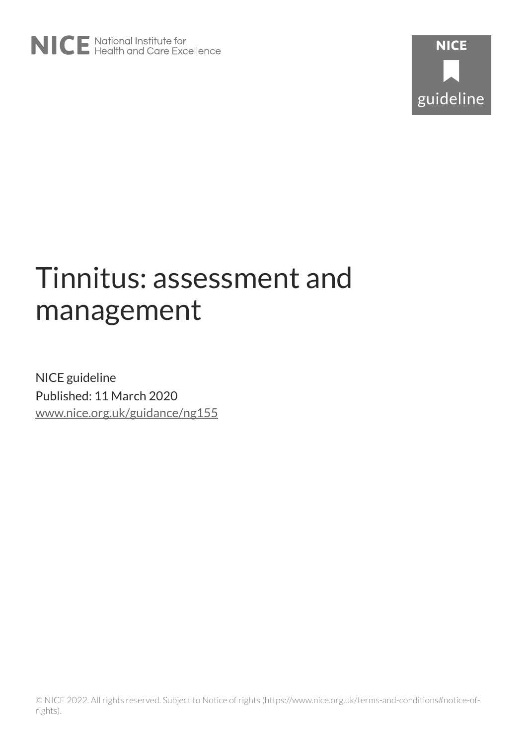# Tinnitus: assessment and management

NICE guideline

Published: 11 March 2020

www.nice.org.uk/guidance/ng155

© NICE 2022. All rights reserved. Subject to Notice of rights (https://www.nice.org.uk/terms-and-conditions#notice-of-rights).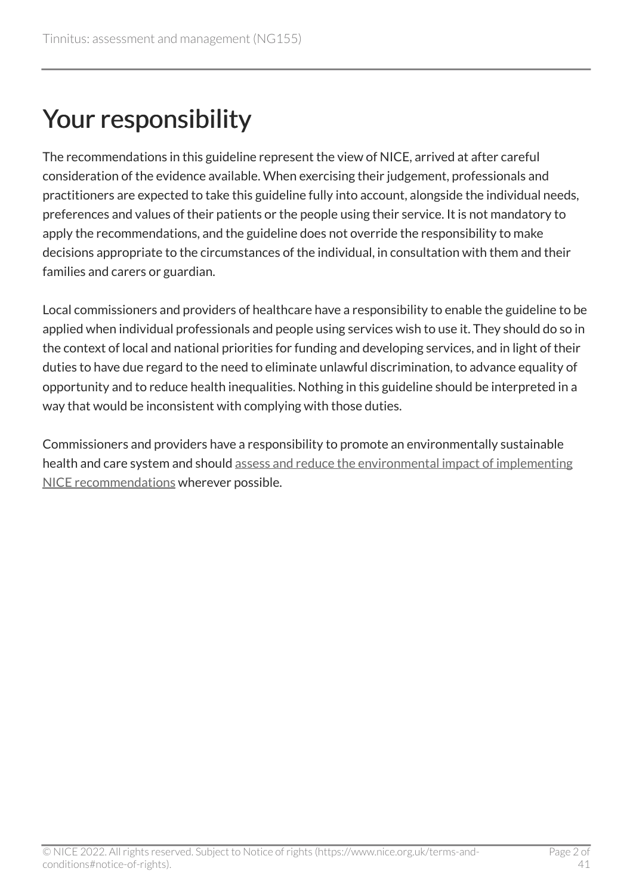# Your responsibility

The recommendations in this guideline represent the view of NICE, arrived at after careful consideration of the evidence available. When exercising their judgement, professionals and practitioners are expected to take this guideline fully into account, alongside the individual needs, preferences and values of their patients or the people using their service. It is not mandatory to apply the recommendations, and the guideline does not override the responsibility to make decisions appropriate to the circumstances of the individual, in consultation with them and their families and carers or guardian.

Local commissioners and providers of healthcare have a responsibility to enable the guideline to be applied when individual professionals and people using services wish to use it. They should do so in the context of local and national priorities for funding and developing services, and in light of their duties to have due regard to the need to eliminate unlawful discrimination, to advance equality of opportunity and to reduce health inequalities. Nothing in this guideline should be interpreted in a way that would be inconsistent with complying with those duties.

Commissioners and providers have a responsibility to promote an environmentally sustainable health and care system and should assess and reduce the environmental impact of implementing NICE recommendations wherever possible.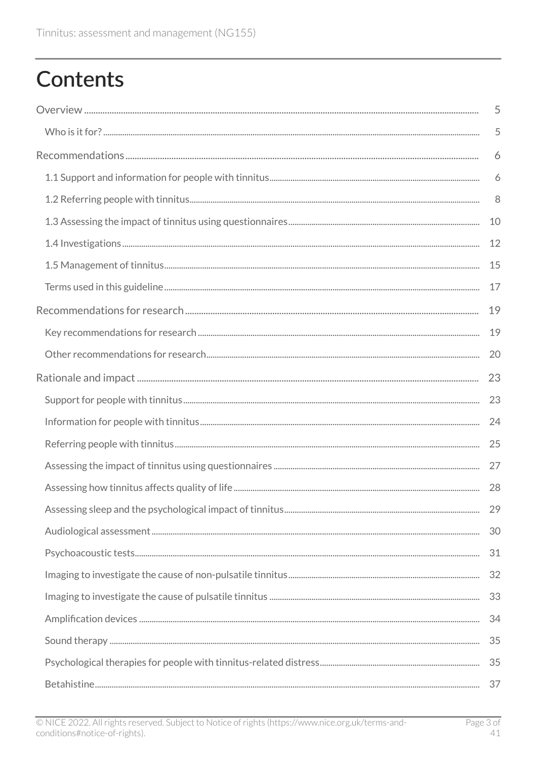# Contents

- Overview ... 5
  - Who is it for? ... 5
- Recommendations ... 6
  - 1.1 Support and information for people with tinnitus ... 6
  - 1.2 Referring people with tinnitus ... 8
  - 1.3 Assessing the impact of tinnitus using questionnaires ... 10
  - 1.4 Investigations ... 12
  - 1.5 Management of tinnitus ... 15
  - Terms used in this guideline ... 17
- Recommendations for research ... 19
  - Key recommendations for research ... 19
  - Other recommendations for research ... 20
- Rationale and impact ... 23
  - Support for people with tinnitus ... 23
  - Information for people with tinnitus ... 24
  - Referring people with tinnitus ... 25
  - Assessing the impact of tinnitus using questionnaires ... 27
  - Assessing how tinnitus affects quality of life ... 28
  - Assessing sleep and the psychological impact of tinnitus ... 29
  - Audiological assessment ... 30
  - Psychoacoustic tests ... 31
  - Imaging to investigate the cause of non-pulsatile tinnitus ... 32
  - Imaging to investigate the cause of pulsatile tinnitus ... 33
  - Amplification devices ... 34
  - Sound therapy ... 35
  - Psychological therapies for people with tinnitus-related distress ... 35
  - Betahistine ... 37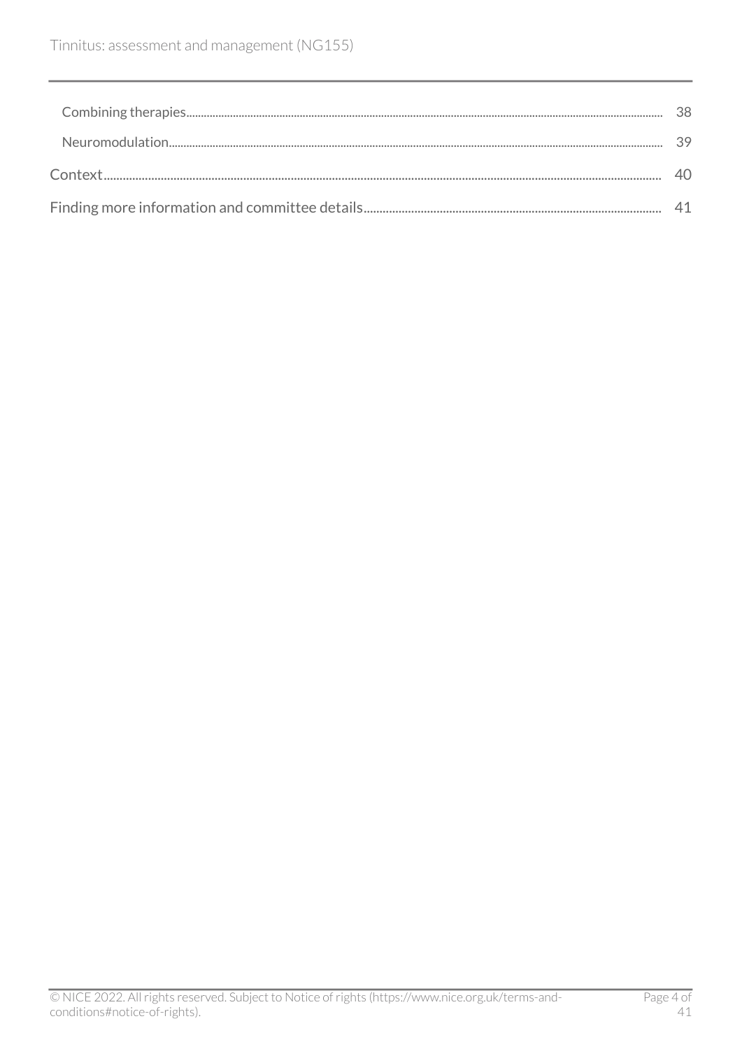Combining therapies 38

Neuromodulation 39

Context 40

Finding more information and committee details 41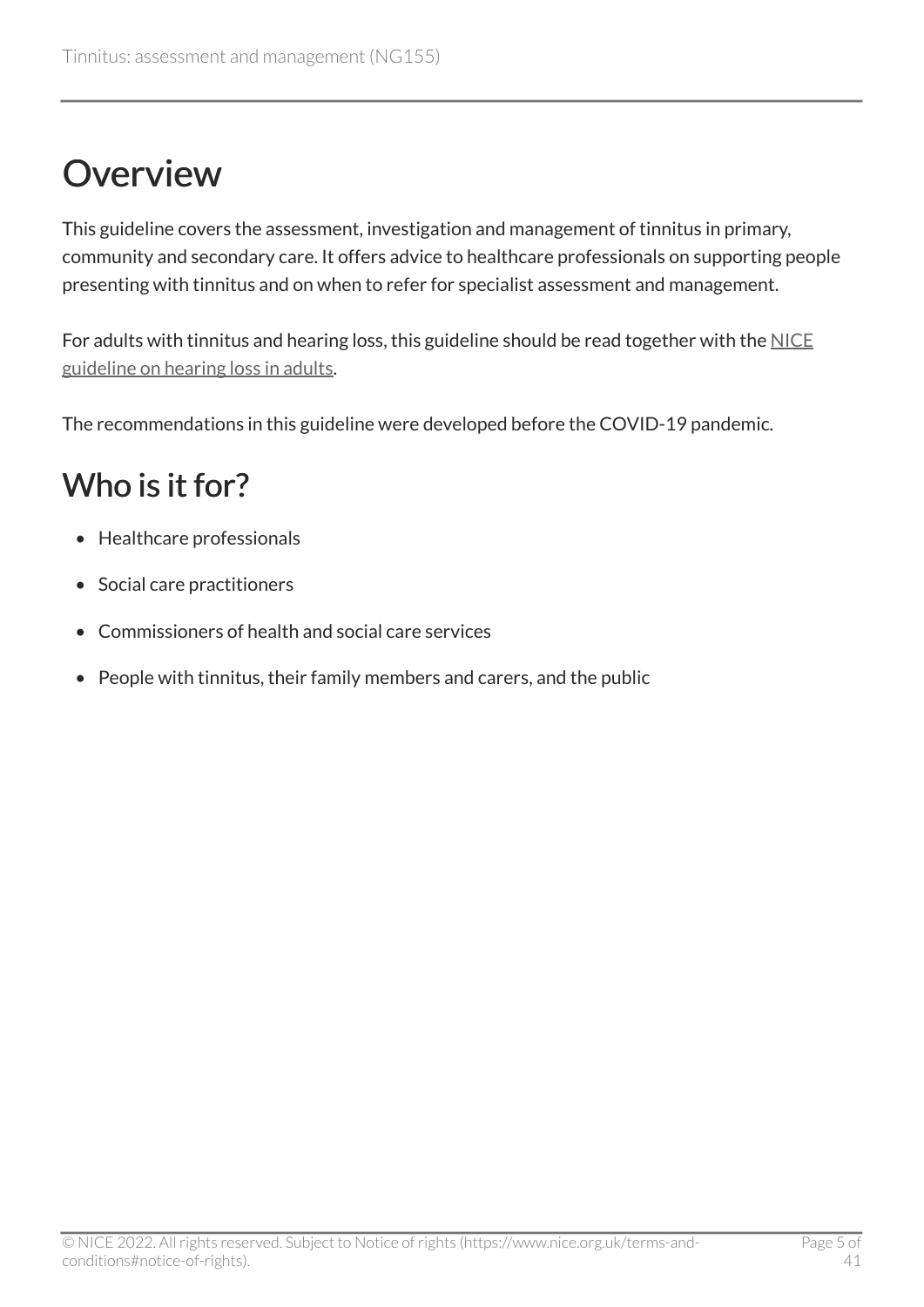# Overview

This guideline covers the assessment, investigation and management of tinnitus in primary, community and secondary care. It offers advice to healthcare professionals on supporting people presenting with tinnitus and on when to refer for specialist assessment and management.

For adults with tinnitus and hearing loss, this guideline should be read together with the NICE guideline on hearing loss in adults.

The recommendations in this guideline were developed before the COVID-19 pandemic.

## Who is it for?

- Healthcare professionals
- Social care practitioners
- Commissioners of health and social care services
- People with tinnitus, their family members and carers, and the public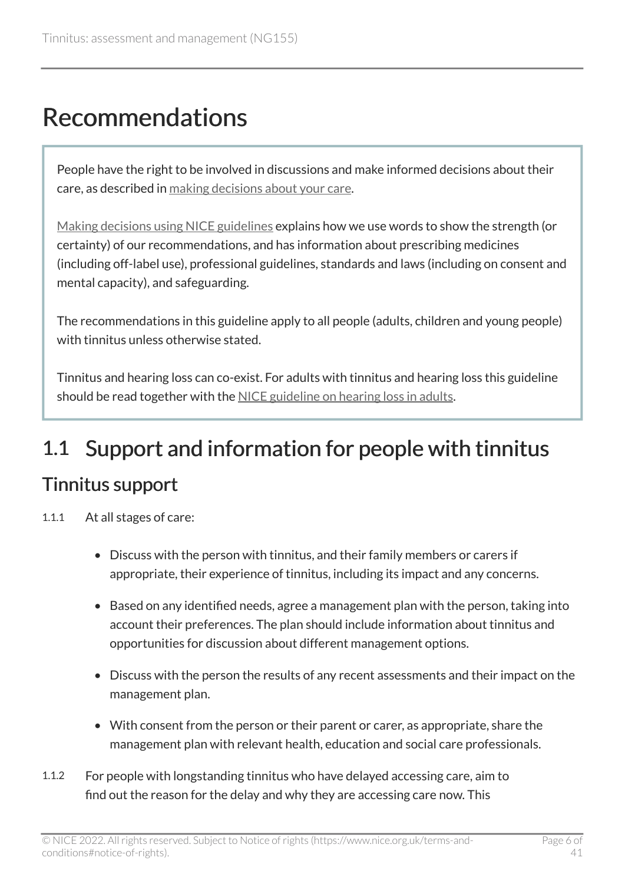# Recommendations

People have the right to be involved in discussions and make informed decisions about their care, as described in making decisions about your care.

Making decisions using NICE guidelines explains how we use words to show the strength (or certainty) of our recommendations, and has information about prescribing medicines (including off-label use), professional guidelines, standards and laws (including on consent and mental capacity), and safeguarding.

The recommendations in this guideline apply to all people (adults, children and young people) with tinnitus unless otherwise stated.

Tinnitus and hearing loss can co-exist. For adults with tinnitus and hearing loss this guideline should be read together with the NICE guideline on hearing loss in adults.

## 1.1 Support and information for people with tinnitus

### Tinnitus support

1.1.1 At all stages of care:

- Discuss with the person with tinnitus, and their family members or carers if appropriate, their experience of tinnitus, including its impact and any concerns.
- Based on any identified needs, agree a management plan with the person, taking into account their preferences. The plan should include information about tinnitus and opportunities for discussion about different management options.
- Discuss with the person the results of any recent assessments and their impact on the management plan.
- With consent from the person or their parent or carer, as appropriate, share the management plan with relevant health, education and social care professionals.

1.1.2 For people with longstanding tinnitus who have delayed accessing care, aim to find out the reason for the delay and why they are accessing care now. This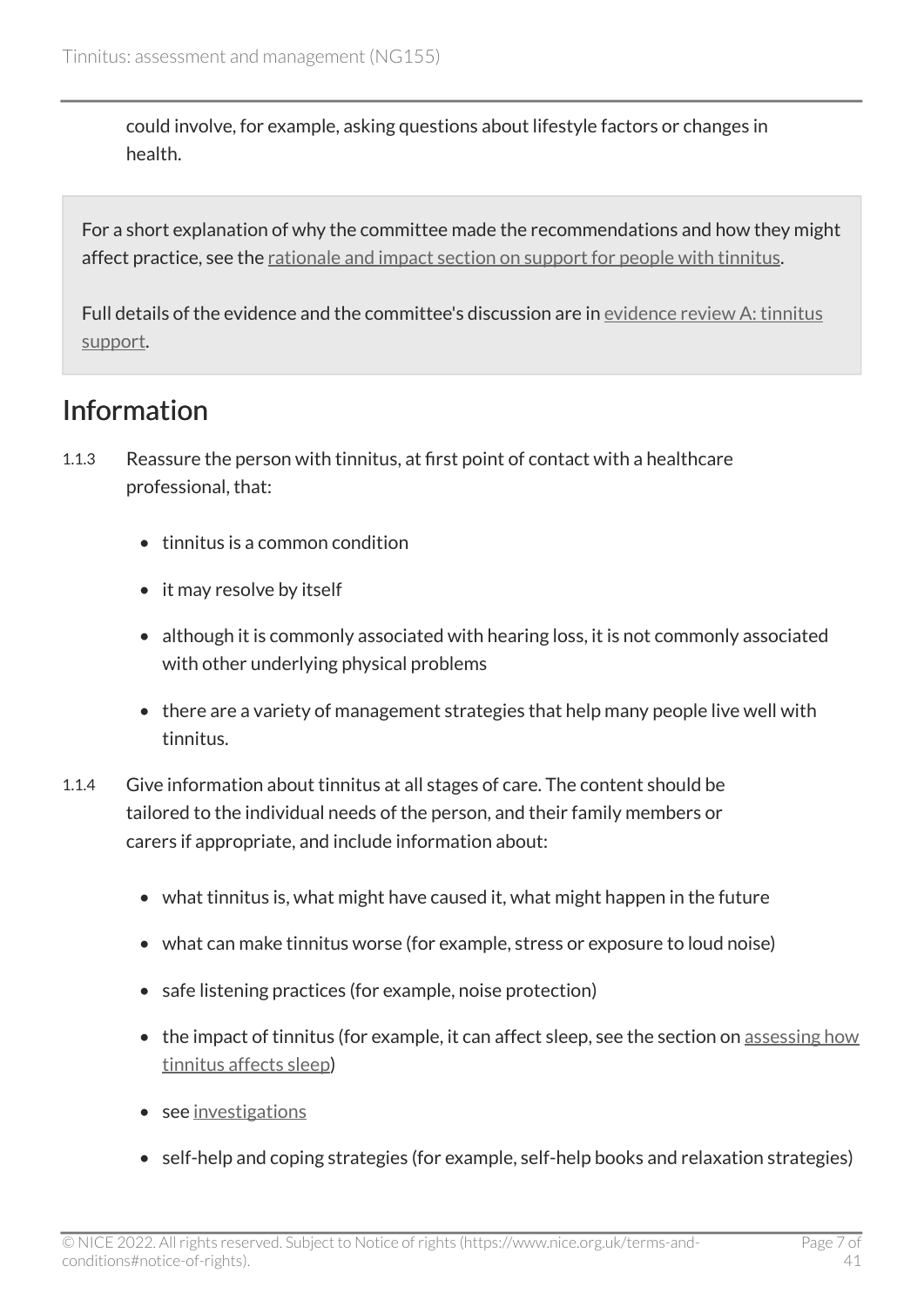could involve, for example, asking questions about lifestyle factors or changes in health.

For a short explanation of why the committee made the recommendations and how they might affect practice, see the rationale and impact section on support for people with tinnitus.

Full details of the evidence and the committee's discussion are in evidence review A: tinnitus support.

## Information

1.1.3 Reassure the person with tinnitus, at first point of contact with a healthcare professional, that:

- tinnitus is a common condition
- it may resolve by itself
- although it is commonly associated with hearing loss, it is not commonly associated with other underlying physical problems
- there are a variety of management strategies that help many people live well with tinnitus.

1.1.4 Give information about tinnitus at all stages of care. The content should be tailored to the individual needs of the person, and their family members or carers if appropriate, and include information about:

- what tinnitus is, what might have caused it, what might happen in the future
- what can make tinnitus worse (for example, stress or exposure to loud noise)
- safe listening practices (for example, noise protection)
- the impact of tinnitus (for example, it can affect sleep, see the section on assessing how tinnitus affects sleep)
- see investigations
- self-help and coping strategies (for example, self-help books and relaxation strategies)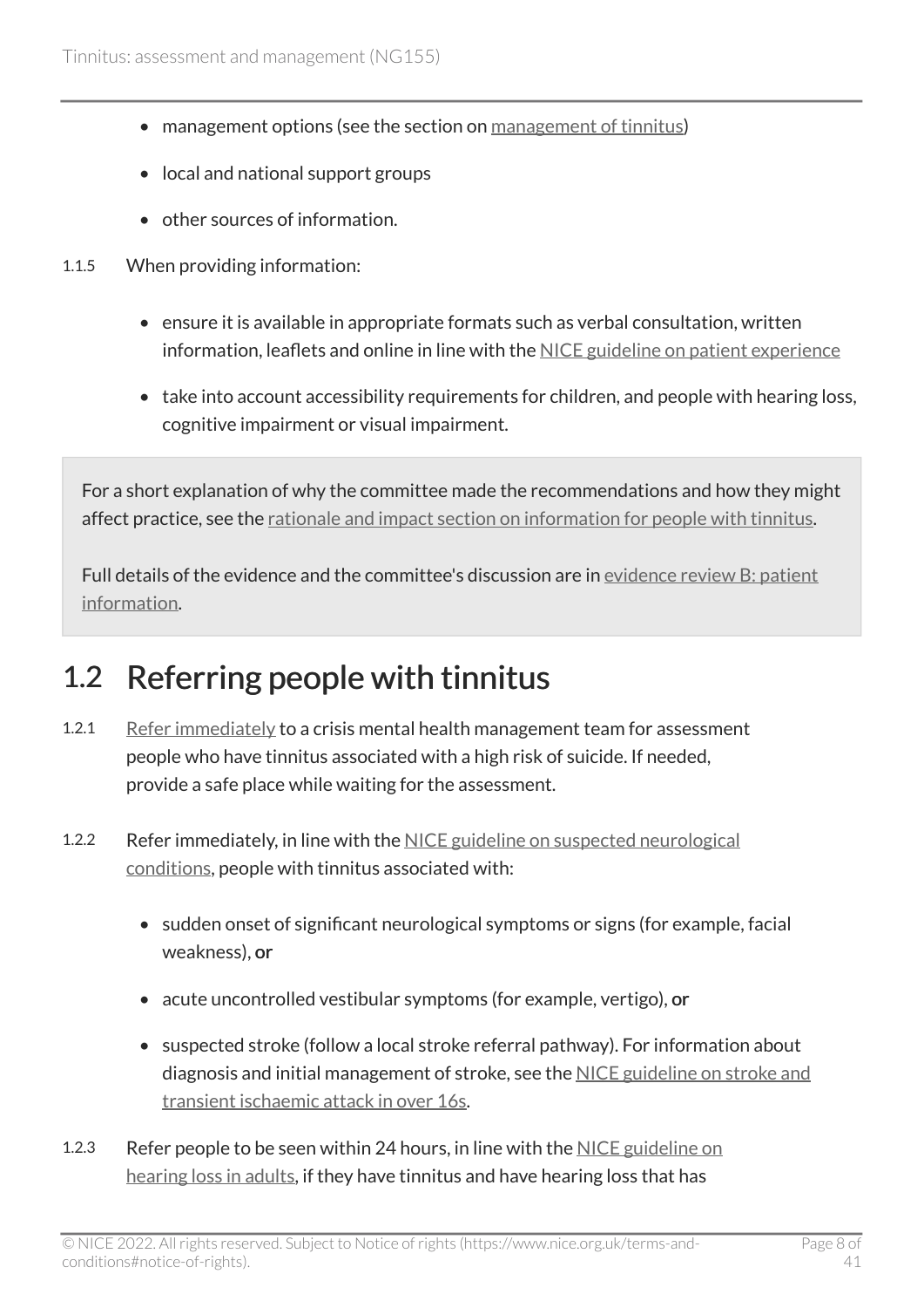- management options (see the section on management of tinnitus)
- local and national support groups
- other sources of information.

1.1.5 When providing information:

- ensure it is available in appropriate formats such as verbal consultation, written information, leaflets and online in line with the NICE guideline on patient experience
- take into account accessibility requirements for children, and people with hearing loss, cognitive impairment or visual impairment.

For a short explanation of why the committee made the recommendations and how they might affect practice, see the rationale and impact section on information for people with tinnitus.

Full details of the evidence and the committee's discussion are in evidence review B: patient information.

## 1.2 Referring people with tinnitus

1.2.1 Refer immediately to a crisis mental health management team for assessment people who have tinnitus associated with a high risk of suicide. If needed, provide a safe place while waiting for the assessment.

1.2.2 Refer immediately, in line with the NICE guideline on suspected neurological conditions, people with tinnitus associated with:

- sudden onset of significant neurological symptoms or signs (for example, facial weakness), **or**
- acute uncontrolled vestibular symptoms (for example, vertigo), **or**
- suspected stroke (follow a local stroke referral pathway). For information about diagnosis and initial management of stroke, see the NICE guideline on stroke and transient ischaemic attack in over 16s.

1.2.3 Refer people to be seen within 24 hours, in line with the NICE guideline on hearing loss in adults, if they have tinnitus and have hearing loss that has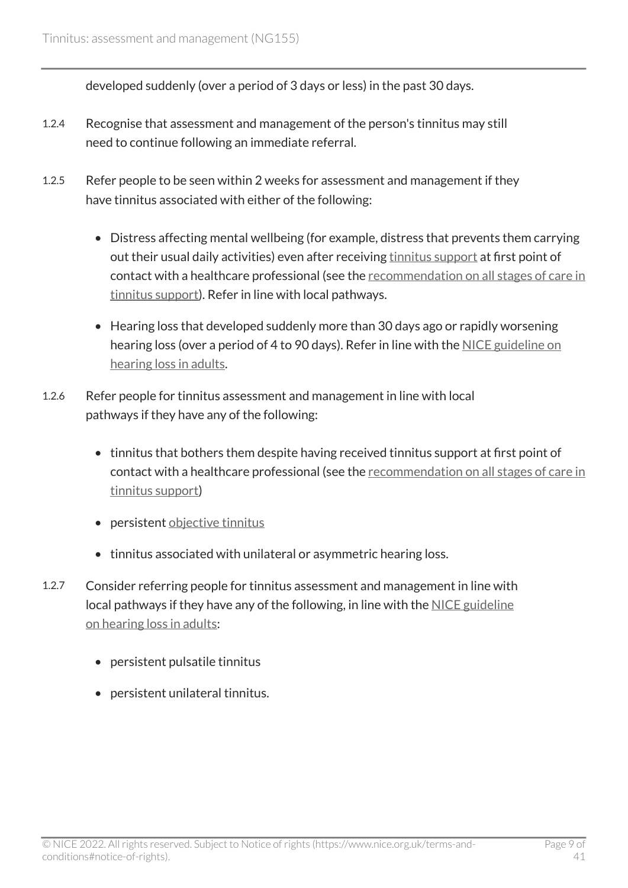developed suddenly (over a period of 3 days or less) in the past 30 days.

1.2.4 Recognise that assessment and management of the person's tinnitus may still need to continue following an immediate referral.

1.2.5 Refer people to be seen within 2 weeks for assessment and management if they have tinnitus associated with either of the following:

- Distress affecting mental wellbeing (for example, distress that prevents them carrying out their usual daily activities) even after receiving tinnitus support at first point of contact with a healthcare professional (see the recommendation on all stages of care in tinnitus support). Refer in line with local pathways.
- Hearing loss that developed suddenly more than 30 days ago or rapidly worsening hearing loss (over a period of 4 to 90 days). Refer in line with the NICE guideline on hearing loss in adults.

1.2.6 Refer people for tinnitus assessment and management in line with local pathways if they have any of the following:

- tinnitus that bothers them despite having received tinnitus support at first point of contact with a healthcare professional (see the recommendation on all stages of care in tinnitus support)
- persistent objective tinnitus
- tinnitus associated with unilateral or asymmetric hearing loss.

1.2.7 Consider referring people for tinnitus assessment and management in line with local pathways if they have any of the following, in line with the NICE guideline on hearing loss in adults:

- persistent pulsatile tinnitus
- persistent unilateral tinnitus.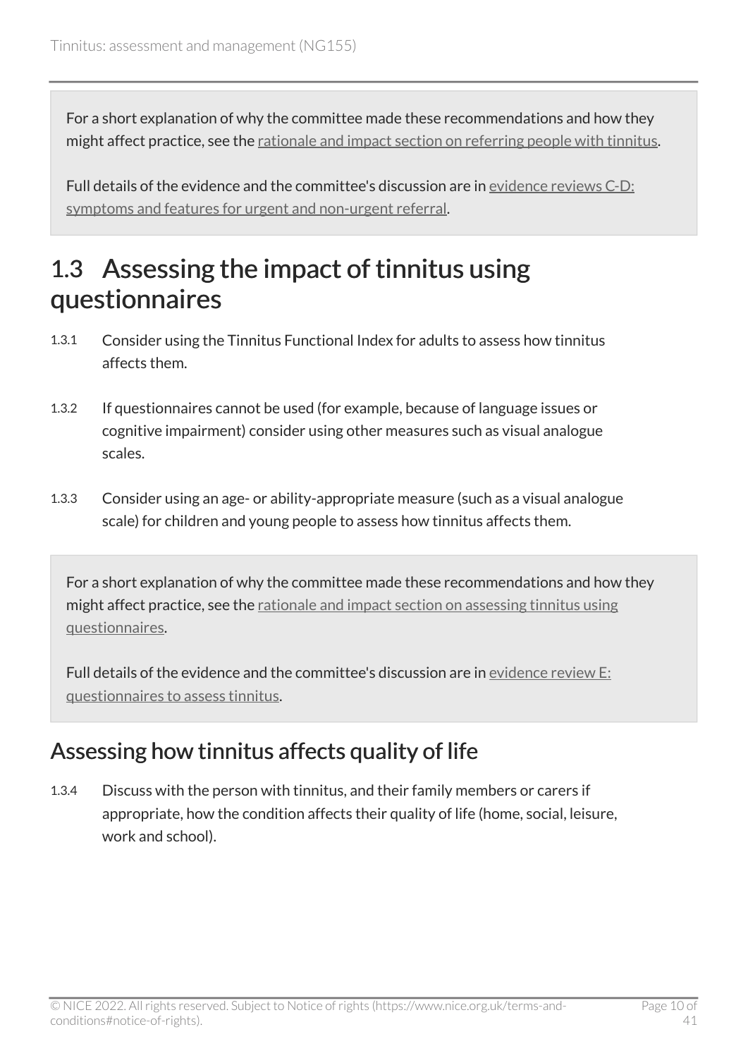For a short explanation of why the committee made these recommendations and how they might affect practice, see the rationale and impact section on referring people with tinnitus.

Full details of the evidence and the committee's discussion are in evidence reviews C-D: symptoms and features for urgent and non-urgent referral.

## 1.3 Assessing the impact of tinnitus using questionnaires

1.3.1 Consider using the Tinnitus Functional Index for adults to assess how tinnitus affects them.

1.3.2 If questionnaires cannot be used (for example, because of language issues or cognitive impairment) consider using other measures such as visual analogue scales.

1.3.3 Consider using an age- or ability-appropriate measure (such as a visual analogue scale) for children and young people to assess how tinnitus affects them.

For a short explanation of why the committee made these recommendations and how they might affect practice, see the rationale and impact section on assessing tinnitus using questionnaires.

Full details of the evidence and the committee's discussion are in evidence review E: questionnaires to assess tinnitus.

### Assessing how tinnitus affects quality of life

1.3.4 Discuss with the person with tinnitus, and their family members or carers if appropriate, how the condition affects their quality of life (home, social, leisure, work and school).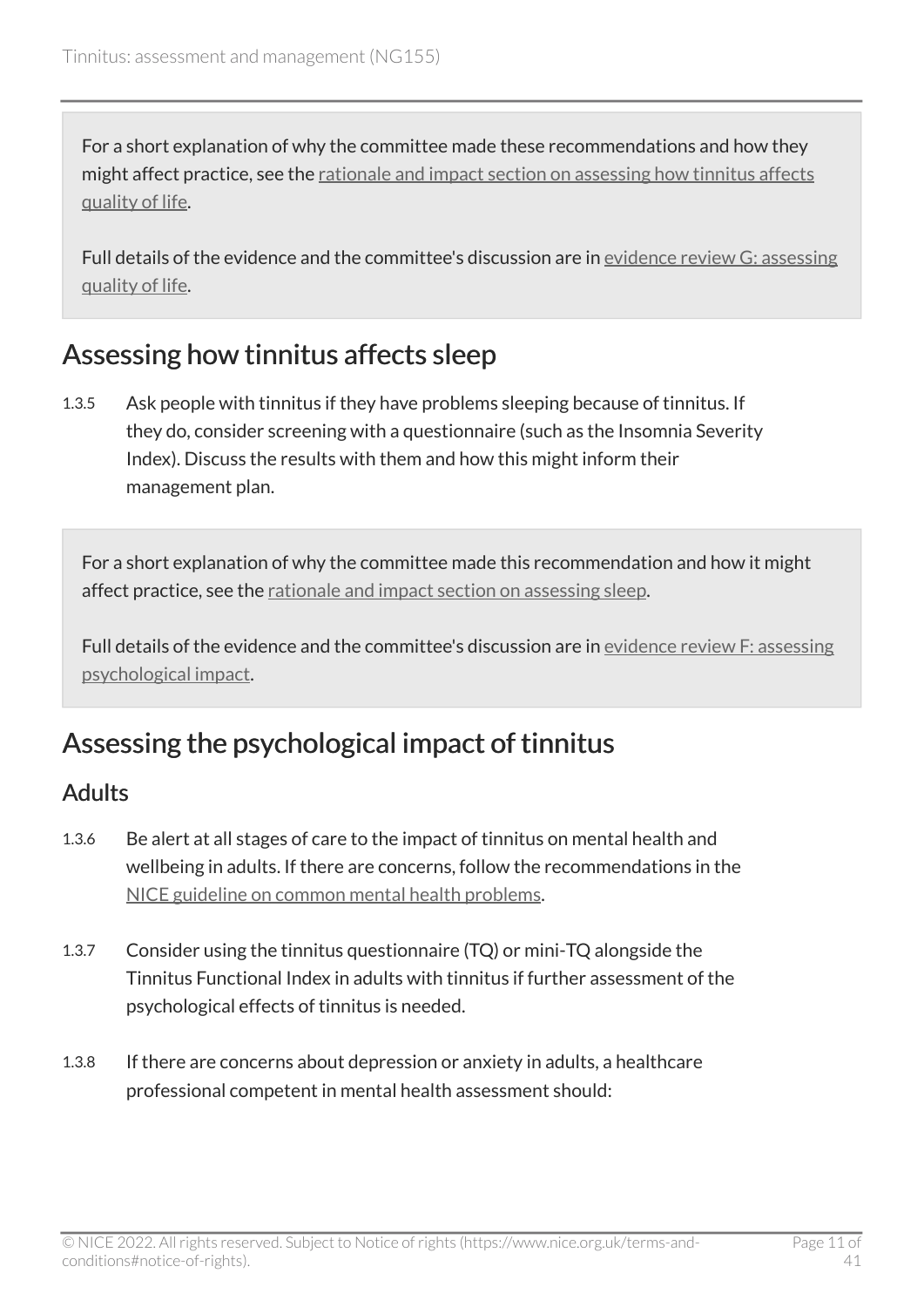For a short explanation of why the committee made these recommendations and how they might affect practice, see the rationale and impact section on assessing how tinnitus affects quality of life.

Full details of the evidence and the committee's discussion are in evidence review G: assessing quality of life.

## Assessing how tinnitus affects sleep

1.3.5 Ask people with tinnitus if they have problems sleeping because of tinnitus. If they do, consider screening with a questionnaire (such as the Insomnia Severity Index). Discuss the results with them and how this might inform their management plan.

For a short explanation of why the committee made this recommendation and how it might affect practice, see the rationale and impact section on assessing sleep.

Full details of the evidence and the committee's discussion are in evidence review F: assessing psychological impact.

## Assessing the psychological impact of tinnitus

### Adults

1.3.6 Be alert at all stages of care to the impact of tinnitus on mental health and wellbeing in adults. If there are concerns, follow the recommendations in the NICE guideline on common mental health problems.

1.3.7 Consider using the tinnitus questionnaire (TQ) or mini-TQ alongside the Tinnitus Functional Index in adults with tinnitus if further assessment of the psychological effects of tinnitus is needed.

1.3.8 If there are concerns about depression or anxiety in adults, a healthcare professional competent in mental health assessment should: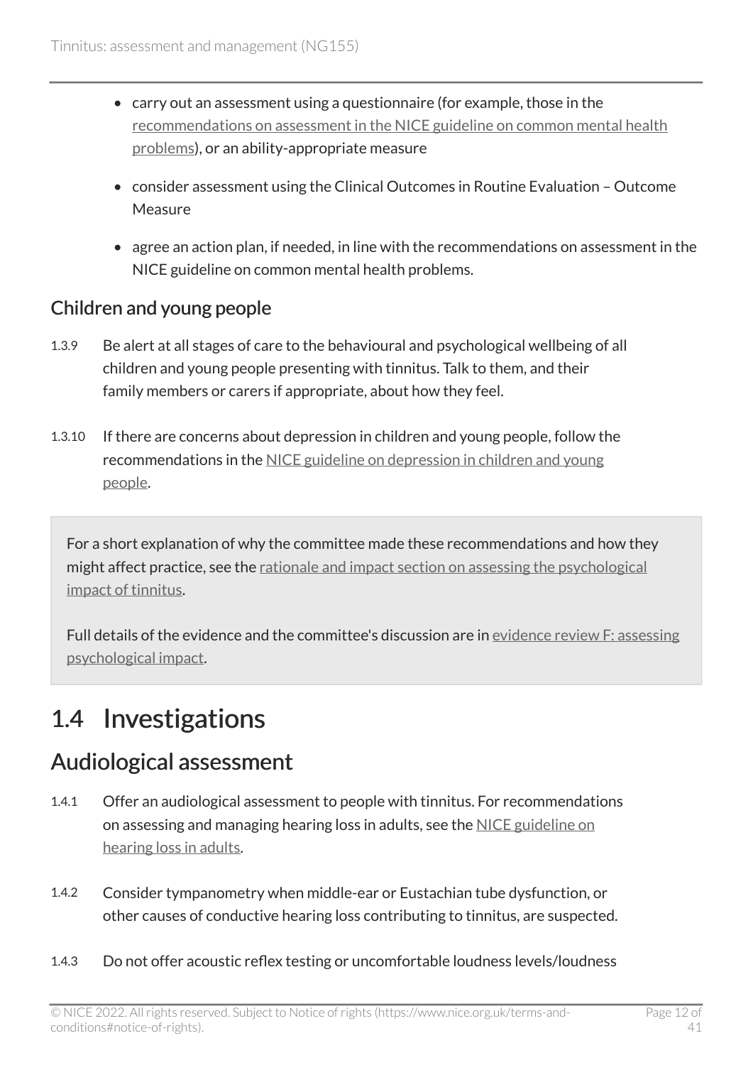- carry out an assessment using a questionnaire (for example, those in the recommendations on assessment in the NICE guideline on common mental health problems), or an ability-appropriate measure
- consider assessment using the Clinical Outcomes in Routine Evaluation – Outcome Measure
- agree an action plan, if needed, in line with the recommendations on assessment in the NICE guideline on common mental health problems.

### Children and young people

1.3.9 Be alert at all stages of care to the behavioural and psychological wellbeing of all children and young people presenting with tinnitus. Talk to them, and their family members or carers if appropriate, about how they feel.

1.3.10 If there are concerns about depression in children and young people, follow the recommendations in the NICE guideline on depression in children and young people.

For a short explanation of why the committee made these recommendations and how they might affect practice, see the rationale and impact section on assessing the psychological impact of tinnitus.

Full details of the evidence and the committee's discussion are in evidence review F: assessing psychological impact.

# 1.4 Investigations

## Audiological assessment

1.4.1 Offer an audiological assessment to people with tinnitus. For recommendations on assessing and managing hearing loss in adults, see the NICE guideline on hearing loss in adults.

1.4.2 Consider tympanometry when middle-ear or Eustachian tube dysfunction, or other causes of conductive hearing loss contributing to tinnitus, are suspected.

1.4.3 Do not offer acoustic reflex testing or uncomfortable loudness levels/loudness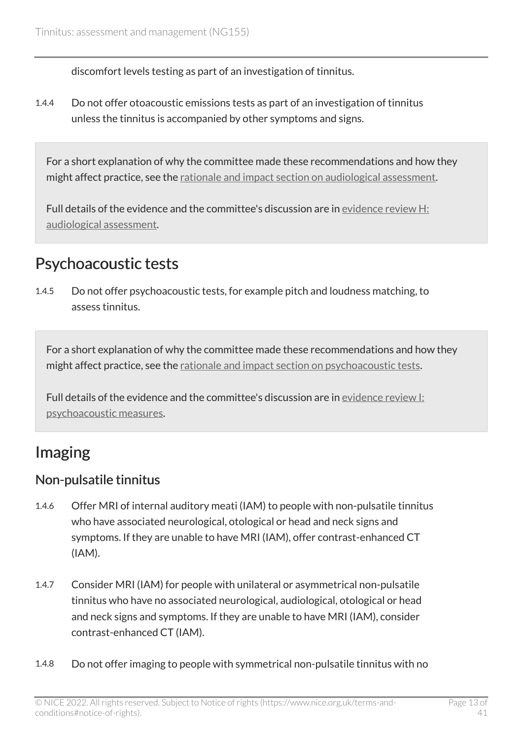discomfort levels testing as part of an investigation of tinnitus.

1.4.4 Do not offer otoacoustic emissions tests as part of an investigation of tinnitus unless the tinnitus is accompanied by other symptoms and signs.

For a short explanation of why the committee made these recommendations and how they might affect practice, see the rationale and impact section on audiological assessment.

Full details of the evidence and the committee's discussion are in evidence review H: audiological assessment.

## Psychoacoustic tests

1.4.5 Do not offer psychoacoustic tests, for example pitch and loudness matching, to assess tinnitus.

For a short explanation of why the committee made these recommendations and how they might affect practice, see the rationale and impact section on psychoacoustic tests.

Full details of the evidence and the committee's discussion are in evidence review I: psychoacoustic measures.

## Imaging

### Non-pulsatile tinnitus

1.4.6 Offer MRI of internal auditory meati (IAM) to people with non-pulsatile tinnitus who have associated neurological, otological or head and neck signs and symptoms. If they are unable to have MRI (IAM), offer contrast-enhanced CT (IAM).

1.4.7 Consider MRI (IAM) for people with unilateral or asymmetrical non-pulsatile tinnitus who have no associated neurological, audiological, otological or head and neck signs and symptoms. If they are unable to have MRI (IAM), consider contrast-enhanced CT (IAM).

1.4.8 Do not offer imaging to people with symmetrical non-pulsatile tinnitus with no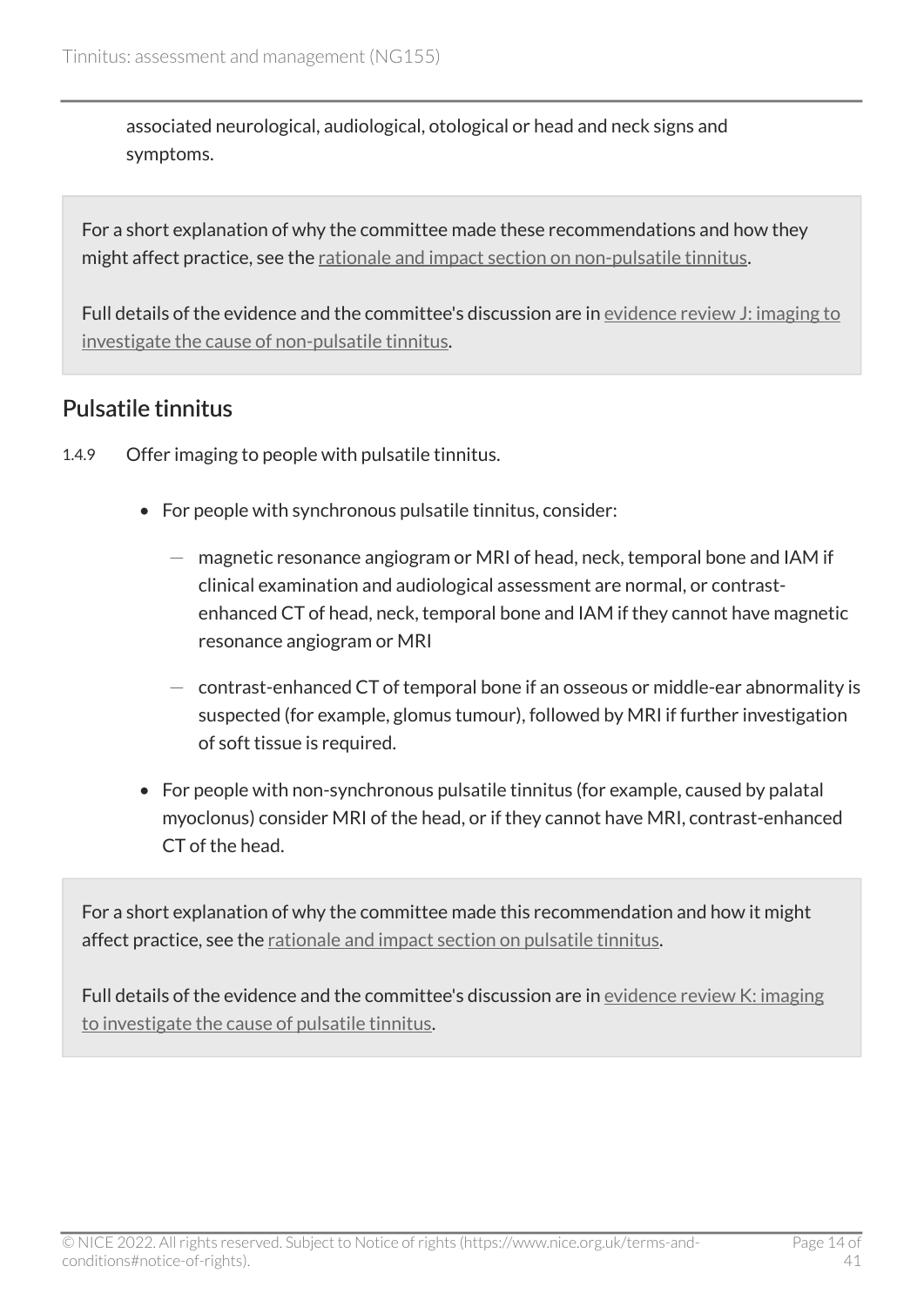associated neurological, audiological, otological or head and neck signs and symptoms.

For a short explanation of why the committee made these recommendations and how they might affect practice, see the rationale and impact section on non-pulsatile tinnitus.

Full details of the evidence and the committee's discussion are in evidence review J: imaging to investigate the cause of non-pulsatile tinnitus.

## Pulsatile tinnitus

1.4.9 Offer imaging to people with pulsatile tinnitus.

- For people with synchronous pulsatile tinnitus, consider:
  - magnetic resonance angiogram or MRI of head, neck, temporal bone and IAM if clinical examination and audiological assessment are normal, or contrast-enhanced CT of head, neck, temporal bone and IAM if they cannot have magnetic resonance angiogram or MRI
  - contrast-enhanced CT of temporal bone if an osseous or middle-ear abnormality is suspected (for example, glomus tumour), followed by MRI if further investigation of soft tissue is required.
- For people with non-synchronous pulsatile tinnitus (for example, caused by palatal myoclonus) consider MRI of the head, or if they cannot have MRI, contrast-enhanced CT of the head.

For a short explanation of why the committee made this recommendation and how it might affect practice, see the rationale and impact section on pulsatile tinnitus.

Full details of the evidence and the committee's discussion are in evidence review K: imaging to investigate the cause of pulsatile tinnitus.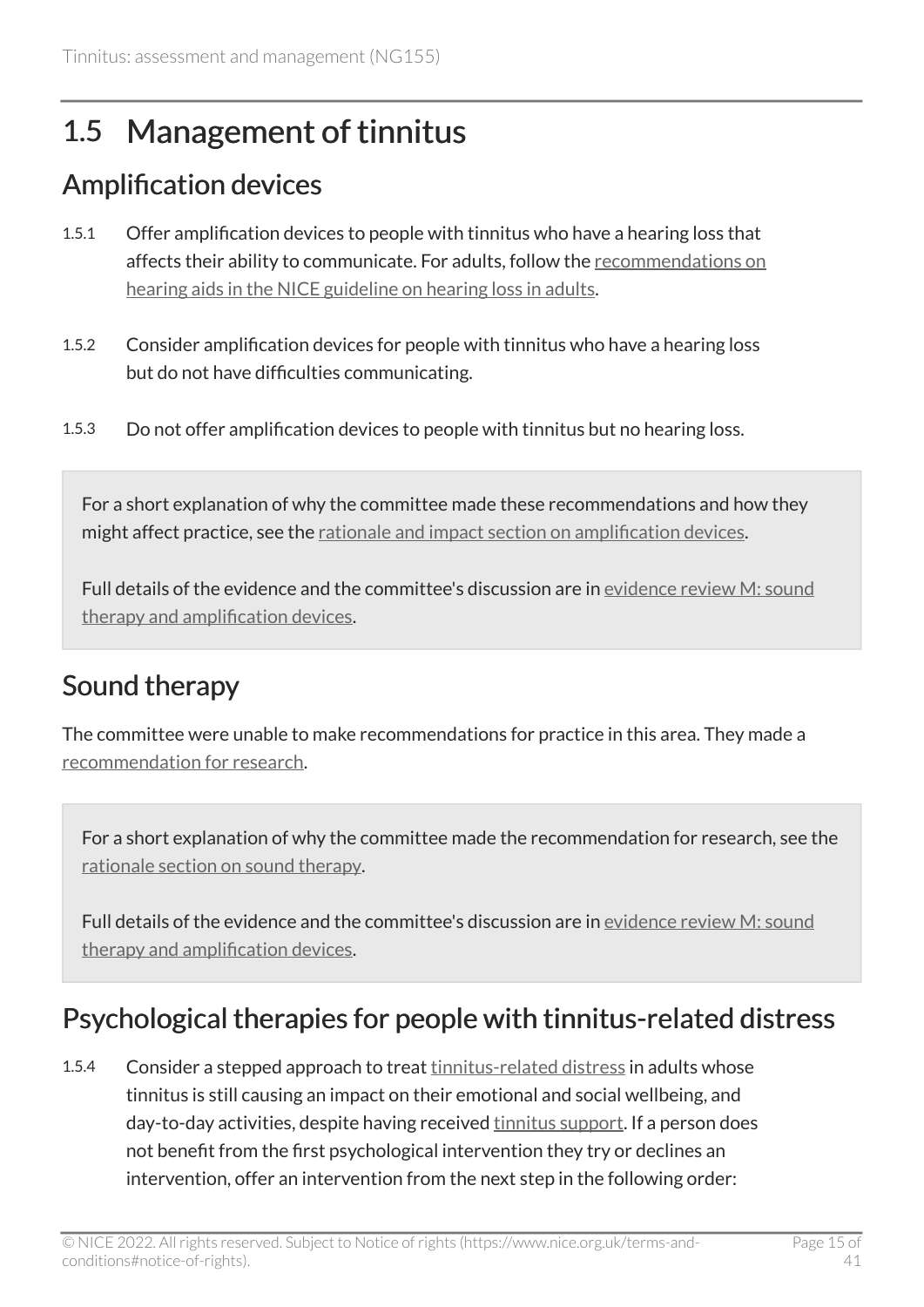## 1.5 Management of tinnitus

### Amplification devices

1.5.1 Offer amplification devices to people with tinnitus who have a hearing loss that affects their ability to communicate. For adults, follow the recommendations on hearing aids in the NICE guideline on hearing loss in adults.

1.5.2 Consider amplification devices for people with tinnitus who have a hearing loss but do not have difficulties communicating.

1.5.3 Do not offer amplification devices to people with tinnitus but no hearing loss.

For a short explanation of why the committee made these recommendations and how they might affect practice, see the rationale and impact section on amplification devices.

Full details of the evidence and the committee's discussion are in evidence review M: sound therapy and amplification devices.

### Sound therapy

The committee were unable to make recommendations for practice in this area. They made a recommendation for research.

For a short explanation of why the committee made the recommendation for research, see the rationale section on sound therapy.

Full details of the evidence and the committee's discussion are in evidence review M: sound therapy and amplification devices.

### Psychological therapies for people with tinnitus-related distress

1.5.4 Consider a stepped approach to treat tinnitus-related distress in adults whose tinnitus is still causing an impact on their emotional and social wellbeing, and day-to-day activities, despite having received tinnitus support. If a person does not benefit from the first psychological intervention they try or declines an intervention, offer an intervention from the next step in the following order: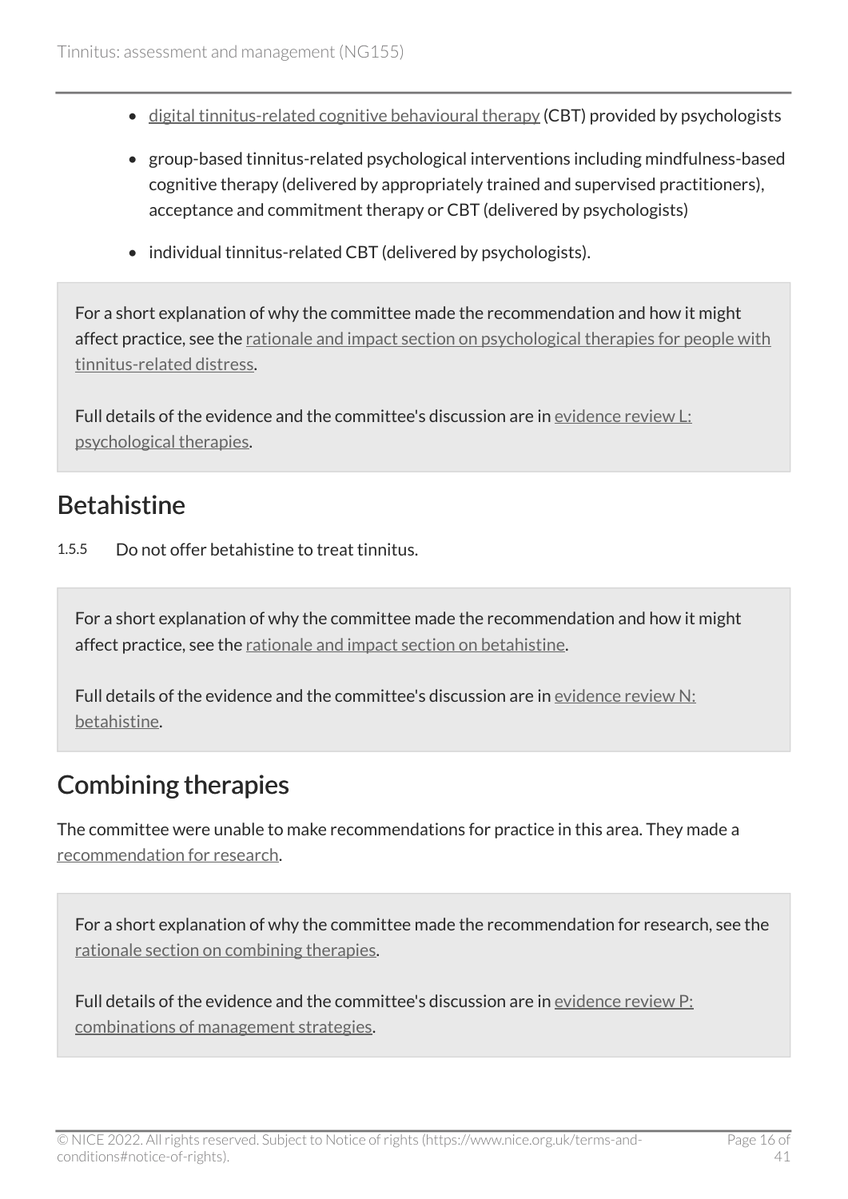- digital tinnitus-related cognitive behavioural therapy (CBT) provided by psychologists
- group-based tinnitus-related psychological interventions including mindfulness-based cognitive therapy (delivered by appropriately trained and supervised practitioners), acceptance and commitment therapy or CBT (delivered by psychologists)
- individual tinnitus-related CBT (delivered by psychologists).

For a short explanation of why the committee made the recommendation and how it might affect practice, see the rationale and impact section on psychological therapies for people with tinnitus-related distress.

Full details of the evidence and the committee's discussion are in evidence review L: psychological therapies.

## Betahistine

1.5.5 Do not offer betahistine to treat tinnitus.

For a short explanation of why the committee made the recommendation and how it might affect practice, see the rationale and impact section on betahistine.

Full details of the evidence and the committee's discussion are in evidence review N: betahistine.

## Combining therapies

The committee were unable to make recommendations for practice in this area. They made a recommendation for research.

For a short explanation of why the committee made the recommendation for research, see the rationale section on combining therapies.

Full details of the evidence and the committee's discussion are in evidence review P: combinations of management strategies.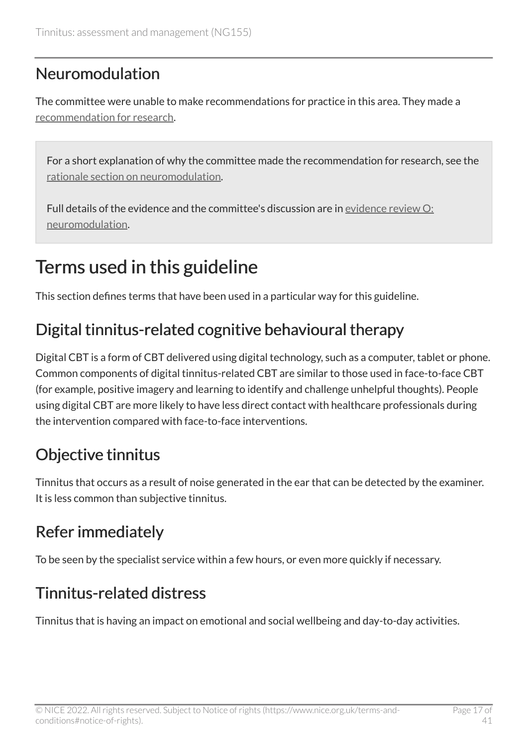## Neuromodulation

The committee were unable to make recommendations for practice in this area. They made a recommendation for research.

For a short explanation of why the committee made the recommendation for research, see the rationale section on neuromodulation.

Full details of the evidence and the committee's discussion are in evidence review O: neuromodulation.

# Terms used in this guideline

This section defines terms that have been used in a particular way for this guideline.

## Digital tinnitus-related cognitive behavioural therapy

Digital CBT is a form of CBT delivered using digital technology, such as a computer, tablet or phone. Common components of digital tinnitus-related CBT are similar to those used in face-to-face CBT (for example, positive imagery and learning to identify and challenge unhelpful thoughts). People using digital CBT are more likely to have less direct contact with healthcare professionals during the intervention compared with face-to-face interventions.

## Objective tinnitus

Tinnitus that occurs as a result of noise generated in the ear that can be detected by the examiner. It is less common than subjective tinnitus.

## Refer immediately

To be seen by the specialist service within a few hours, or even more quickly if necessary.

## Tinnitus-related distress

Tinnitus that is having an impact on emotional and social wellbeing and day-to-day activities.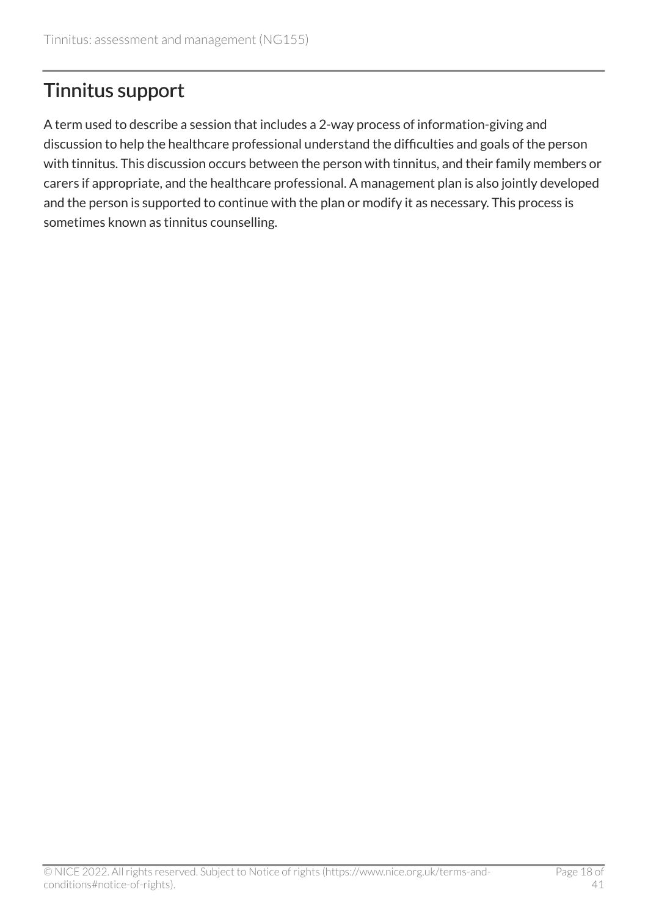## Tinnitus support

A term used to describe a session that includes a 2-way process of information-giving and discussion to help the healthcare professional understand the difficulties and goals of the person with tinnitus. This discussion occurs between the person with tinnitus, and their family members or carers if appropriate, and the healthcare professional. A management plan is also jointly developed and the person is supported to continue with the plan or modify it as necessary. This process is sometimes known as tinnitus counselling.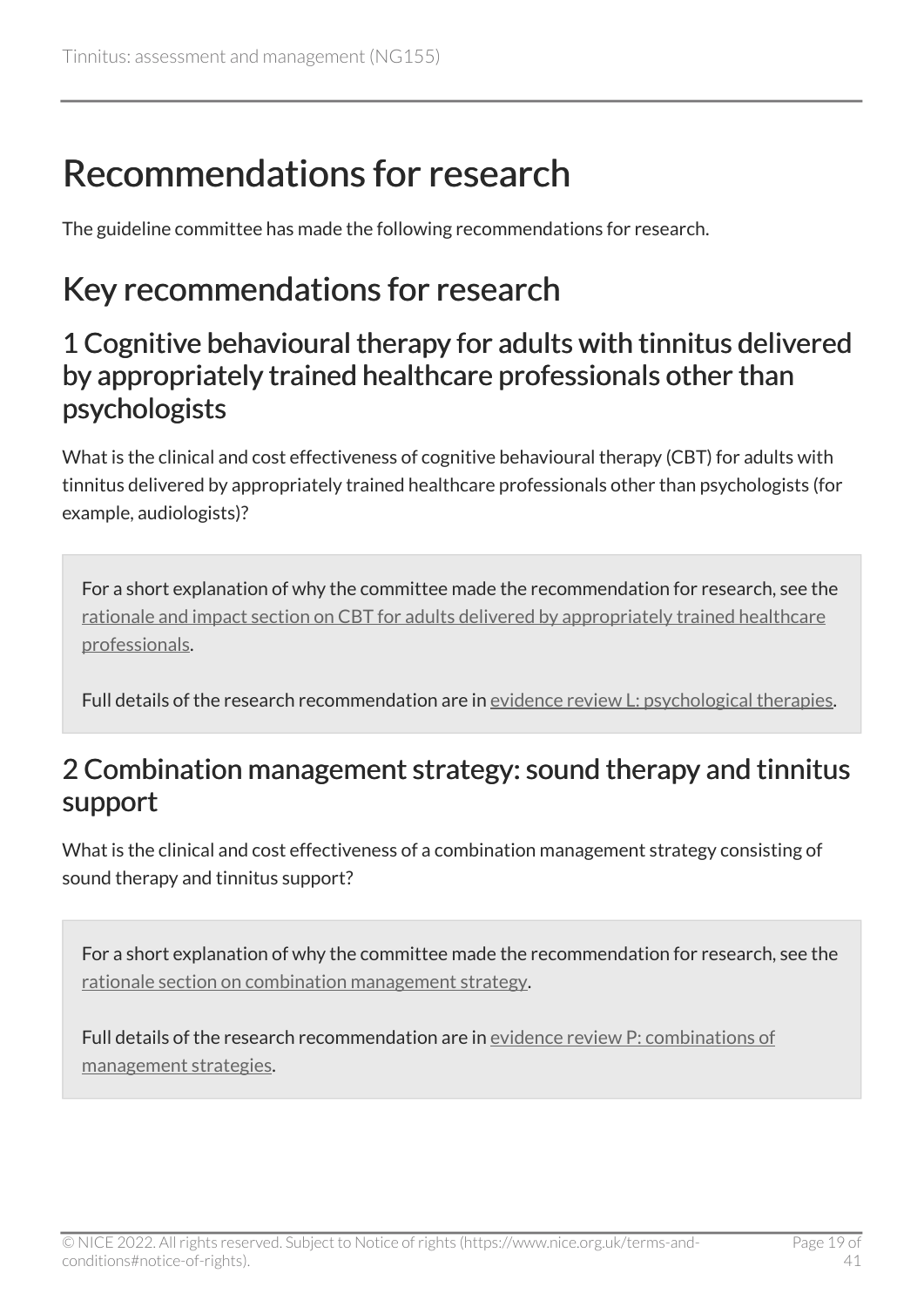# Recommendations for research

The guideline committee has made the following recommendations for research.

## Key recommendations for research

### 1 Cognitive behavioural therapy for adults with tinnitus delivered by appropriately trained healthcare professionals other than psychologists

What is the clinical and cost effectiveness of cognitive behavioural therapy (CBT) for adults with tinnitus delivered by appropriately trained healthcare professionals other than psychologists (for example, audiologists)?

> For a short explanation of why the committee made the recommendation for research, see the rationale and impact section on CBT for adults delivered by appropriately trained healthcare professionals.
>
> Full details of the research recommendation are in evidence review L: psychological therapies.

### 2 Combination management strategy: sound therapy and tinnitus support

What is the clinical and cost effectiveness of a combination management strategy consisting of sound therapy and tinnitus support?

> For a short explanation of why the committee made the recommendation for research, see the rationale section on combination management strategy.
>
> Full details of the research recommendation are in evidence review P: combinations of management strategies.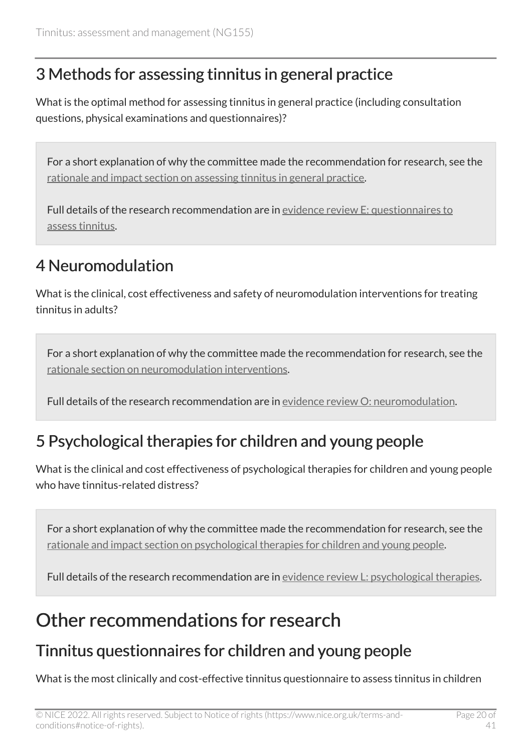## 3 Methods for assessing tinnitus in general practice

What is the optimal method for assessing tinnitus in general practice (including consultation questions, physical examinations and questionnaires)?

> For a short explanation of why the committee made the recommendation for research, see the rationale and impact section on assessing tinnitus in general practice.
>
> Full details of the research recommendation are in evidence review E: questionnaires to assess tinnitus.

## 4 Neuromodulation

What is the clinical, cost effectiveness and safety of neuromodulation interventions for treating tinnitus in adults?

> For a short explanation of why the committee made the recommendation for research, see the rationale section on neuromodulation interventions.
>
> Full details of the research recommendation are in evidence review O: neuromodulation.

## 5 Psychological therapies for children and young people

What is the clinical and cost effectiveness of psychological therapies for children and young people who have tinnitus-related distress?

> For a short explanation of why the committee made the recommendation for research, see the rationale and impact section on psychological therapies for children and young people.
>
> Full details of the research recommendation are in evidence review L: psychological therapies.

# Other recommendations for research

## Tinnitus questionnaires for children and young people

What is the most clinically and cost-effective tinnitus questionnaire to assess tinnitus in children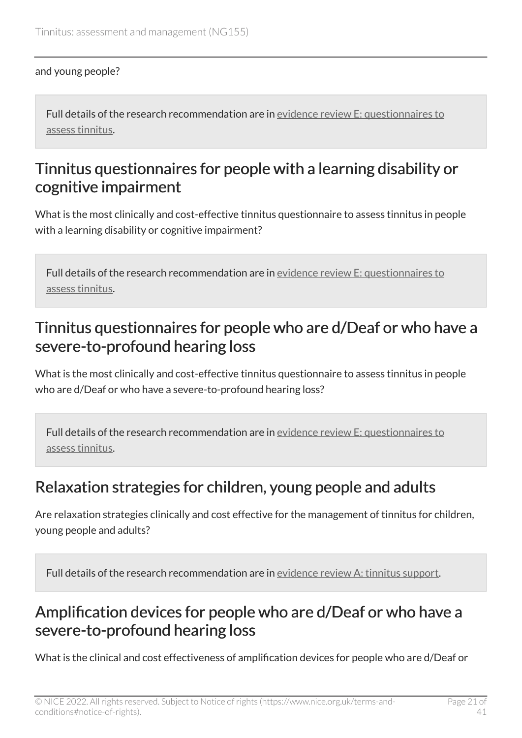and young people?

Full details of the research recommendation are in evidence review E: questionnaires to assess tinnitus.

## Tinnitus questionnaires for people with a learning disability or cognitive impairment

What is the most clinically and cost-effective tinnitus questionnaire to assess tinnitus in people with a learning disability or cognitive impairment?

Full details of the research recommendation are in evidence review E: questionnaires to assess tinnitus.

## Tinnitus questionnaires for people who are d/Deaf or who have a severe-to-profound hearing loss

What is the most clinically and cost-effective tinnitus questionnaire to assess tinnitus in people who are d/Deaf or who have a severe-to-profound hearing loss?

Full details of the research recommendation are in evidence review E: questionnaires to assess tinnitus.

## Relaxation strategies for children, young people and adults

Are relaxation strategies clinically and cost effective for the management of tinnitus for children, young people and adults?

Full details of the research recommendation are in evidence review A: tinnitus support.

## Amplification devices for people who are d/Deaf or who have a severe-to-profound hearing loss

What is the clinical and cost effectiveness of amplification devices for people who are d/Deaf or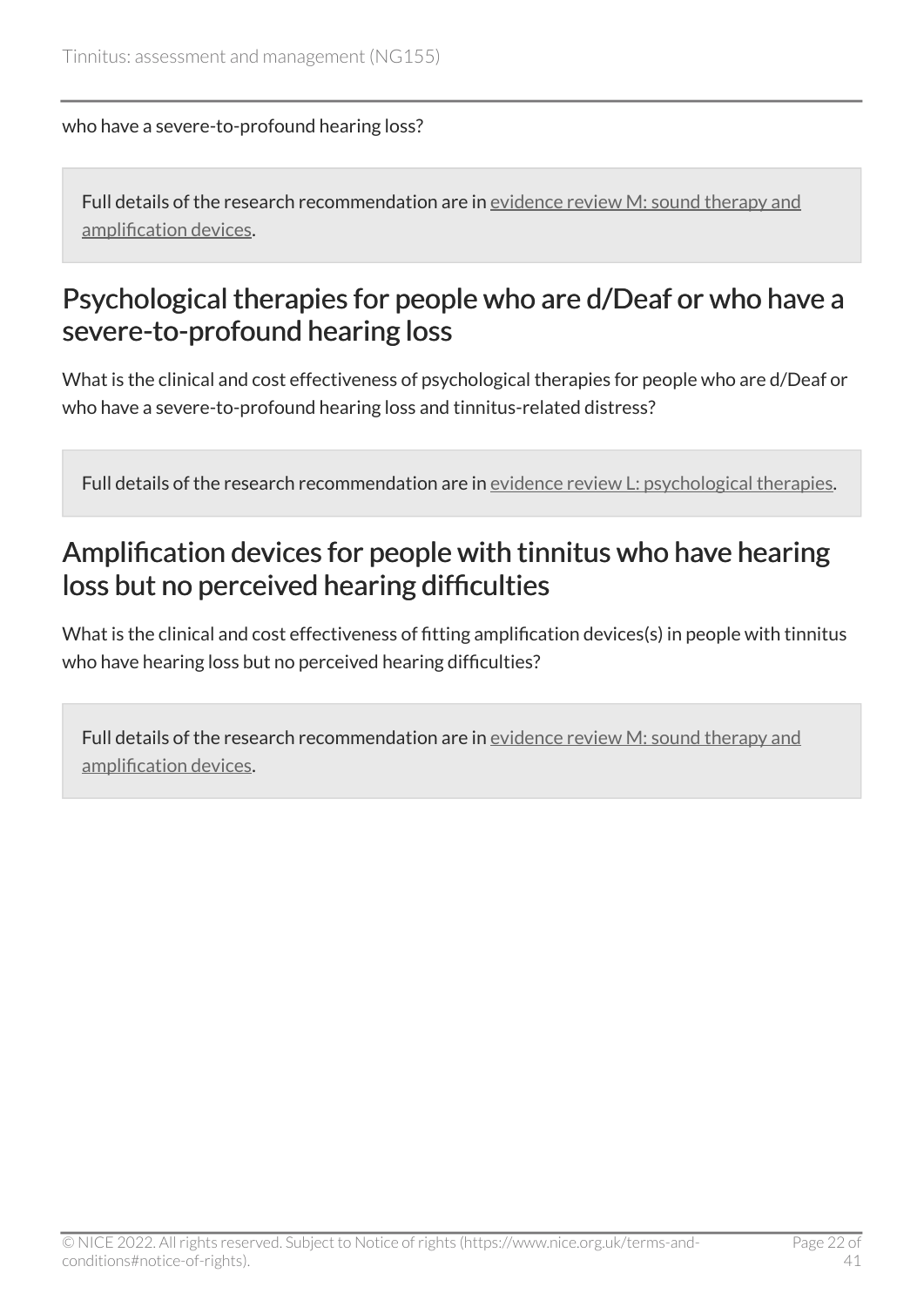who have a severe-to-profound hearing loss?

> Full details of the research recommendation are in evidence review M: sound therapy and amplification devices.

## Psychological therapies for people who are d/Deaf or who have a severe-to-profound hearing loss

What is the clinical and cost effectiveness of psychological therapies for people who are d/Deaf or who have a severe-to-profound hearing loss and tinnitus-related distress?

> Full details of the research recommendation are in evidence review L: psychological therapies.

## Amplification devices for people with tinnitus who have hearing loss but no perceived hearing difficulties

What is the clinical and cost effectiveness of fitting amplification devices(s) in people with tinnitus who have hearing loss but no perceived hearing difficulties?

> Full details of the research recommendation are in evidence review M: sound therapy and amplification devices.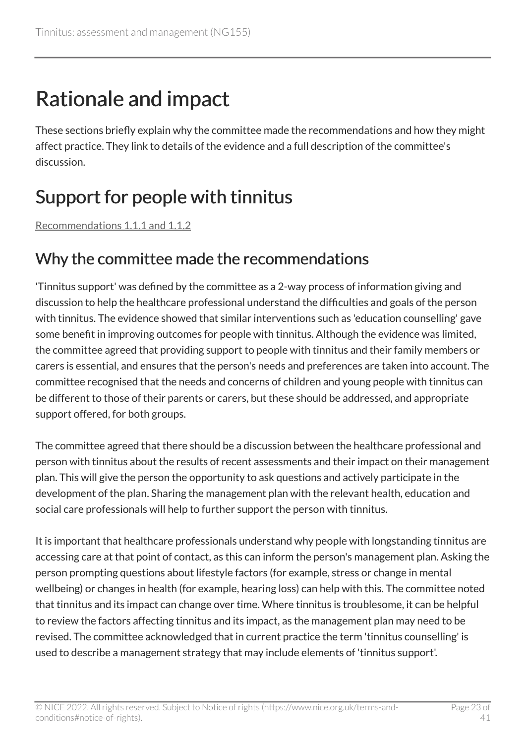# Rationale and impact

These sections briefly explain why the committee made the recommendations and how they might affect practice. They link to details of the evidence and a full description of the committee's discussion.

# Support for people with tinnitus

Recommendations 1.1.1 and 1.1.2

## Why the committee made the recommendations

'Tinnitus support' was defined by the committee as a 2-way process of information giving and discussion to help the healthcare professional understand the difficulties and goals of the person with tinnitus. The evidence showed that similar interventions such as 'education counselling' gave some benefit in improving outcomes for people with tinnitus. Although the evidence was limited, the committee agreed that providing support to people with tinnitus and their family members or carers is essential, and ensures that the person's needs and preferences are taken into account. The committee recognised that the needs and concerns of children and young people with tinnitus can be different to those of their parents or carers, but these should be addressed, and appropriate support offered, for both groups.

The committee agreed that there should be a discussion between the healthcare professional and person with tinnitus about the results of recent assessments and their impact on their management plan. This will give the person the opportunity to ask questions and actively participate in the development of the plan. Sharing the management plan with the relevant health, education and social care professionals will help to further support the person with tinnitus.

It is important that healthcare professionals understand why people with longstanding tinnitus are accessing care at that point of contact, as this can inform the person's management plan. Asking the person prompting questions about lifestyle factors (for example, stress or change in mental wellbeing) or changes in health (for example, hearing loss) can help with this. The committee noted that tinnitus and its impact can change over time. Where tinnitus is troublesome, it can be helpful to review the factors affecting tinnitus and its impact, as the management plan may need to be revised. The committee acknowledged that in current practice the term 'tinnitus counselling' is used to describe a management strategy that may include elements of 'tinnitus support'.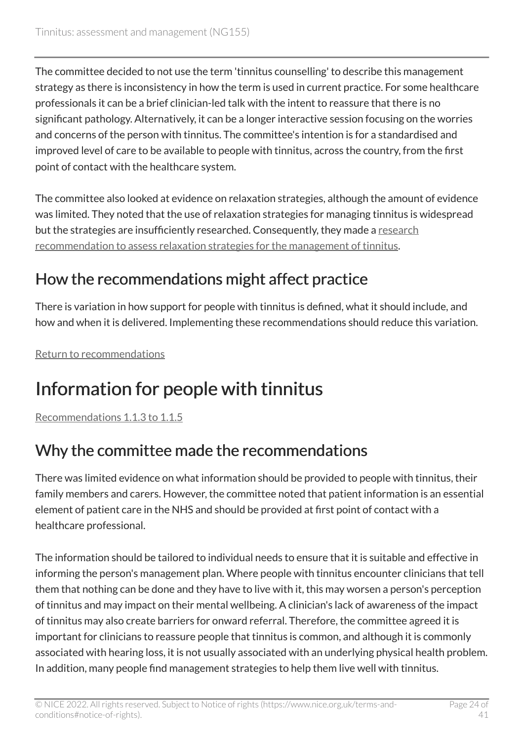The committee decided to not use the term 'tinnitus counselling' to describe this management strategy as there is inconsistency in how the term is used in current practice. For some healthcare professionals it can be a brief clinician-led talk with the intent to reassure that there is no significant pathology. Alternatively, it can be a longer interactive session focusing on the worries and concerns of the person with tinnitus. The committee's intention is for a standardised and improved level of care to be available to people with tinnitus, across the country, from the first point of contact with the healthcare system.

The committee also looked at evidence on relaxation strategies, although the amount of evidence was limited. They noted that the use of relaxation strategies for managing tinnitus is widespread but the strategies are insufficiently researched. Consequently, they made a research recommendation to assess relaxation strategies for the management of tinnitus.

## How the recommendations might affect practice

There is variation in how support for people with tinnitus is defined, what it should include, and how and when it is delivered. Implementing these recommendations should reduce this variation.

Return to recommendations

# Information for people with tinnitus

Recommendations 1.1.3 to 1.1.5

## Why the committee made the recommendations

There was limited evidence on what information should be provided to people with tinnitus, their family members and carers. However, the committee noted that patient information is an essential element of patient care in the NHS and should be provided at first point of contact with a healthcare professional.

The information should be tailored to individual needs to ensure that it is suitable and effective in informing the person's management plan. Where people with tinnitus encounter clinicians that tell them that nothing can be done and they have to live with it, this may worsen a person's perception of tinnitus and may impact on their mental wellbeing. A clinician's lack of awareness of the impact of tinnitus may also create barriers for onward referral. Therefore, the committee agreed it is important for clinicians to reassure people that tinnitus is common, and although it is commonly associated with hearing loss, it is not usually associated with an underlying physical health problem. In addition, many people find management strategies to help them live well with tinnitus.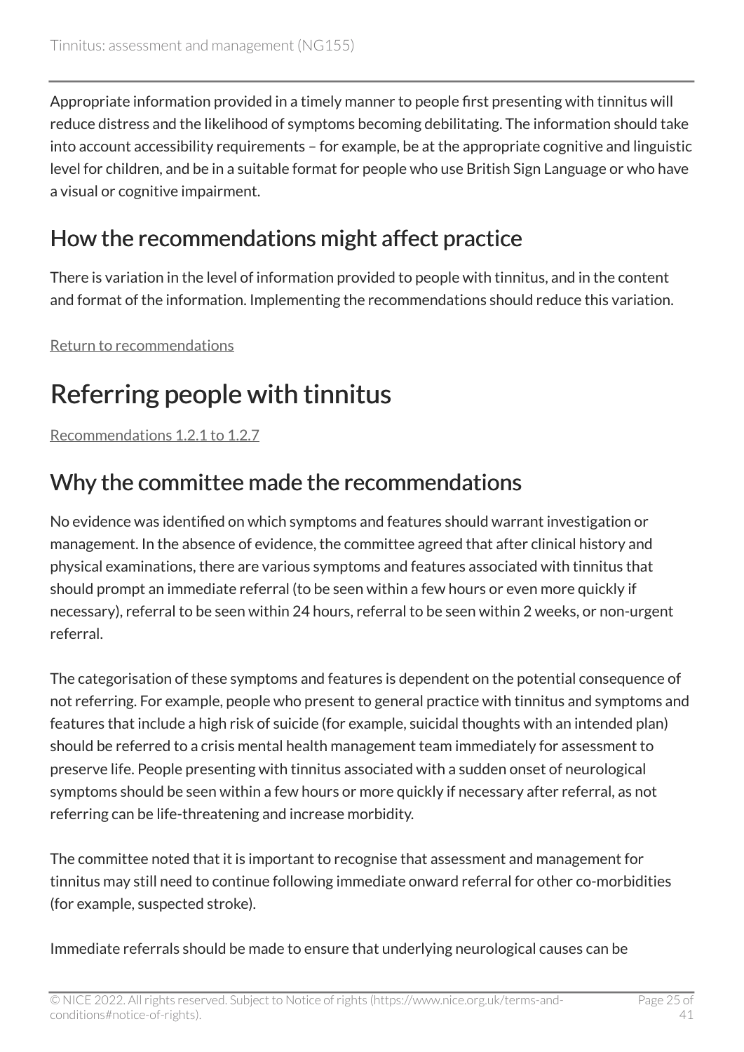Appropriate information provided in a timely manner to people first presenting with tinnitus will reduce distress and the likelihood of symptoms becoming debilitating. The information should take into account accessibility requirements – for example, be at the appropriate cognitive and linguistic level for children, and be in a suitable format for people who use British Sign Language or who have a visual or cognitive impairment.

## How the recommendations might affect practice

There is variation in the level of information provided to people with tinnitus, and in the content and format of the information. Implementing the recommendations should reduce this variation.

Return to recommendations

# Referring people with tinnitus

Recommendations 1.2.1 to 1.2.7

## Why the committee made the recommendations

No evidence was identified on which symptoms and features should warrant investigation or management. In the absence of evidence, the committee agreed that after clinical history and physical examinations, there are various symptoms and features associated with tinnitus that should prompt an immediate referral (to be seen within a few hours or even more quickly if necessary), referral to be seen within 24 hours, referral to be seen within 2 weeks, or non-urgent referral.

The categorisation of these symptoms and features is dependent on the potential consequence of not referring. For example, people who present to general practice with tinnitus and symptoms and features that include a high risk of suicide (for example, suicidal thoughts with an intended plan) should be referred to a crisis mental health management team immediately for assessment to preserve life. People presenting with tinnitus associated with a sudden onset of neurological symptoms should be seen within a few hours or more quickly if necessary after referral, as not referring can be life-threatening and increase morbidity.

The committee noted that it is important to recognise that assessment and management for tinnitus may still need to continue following immediate onward referral for other co-morbidities (for example, suspected stroke).

Immediate referrals should be made to ensure that underlying neurological causes can be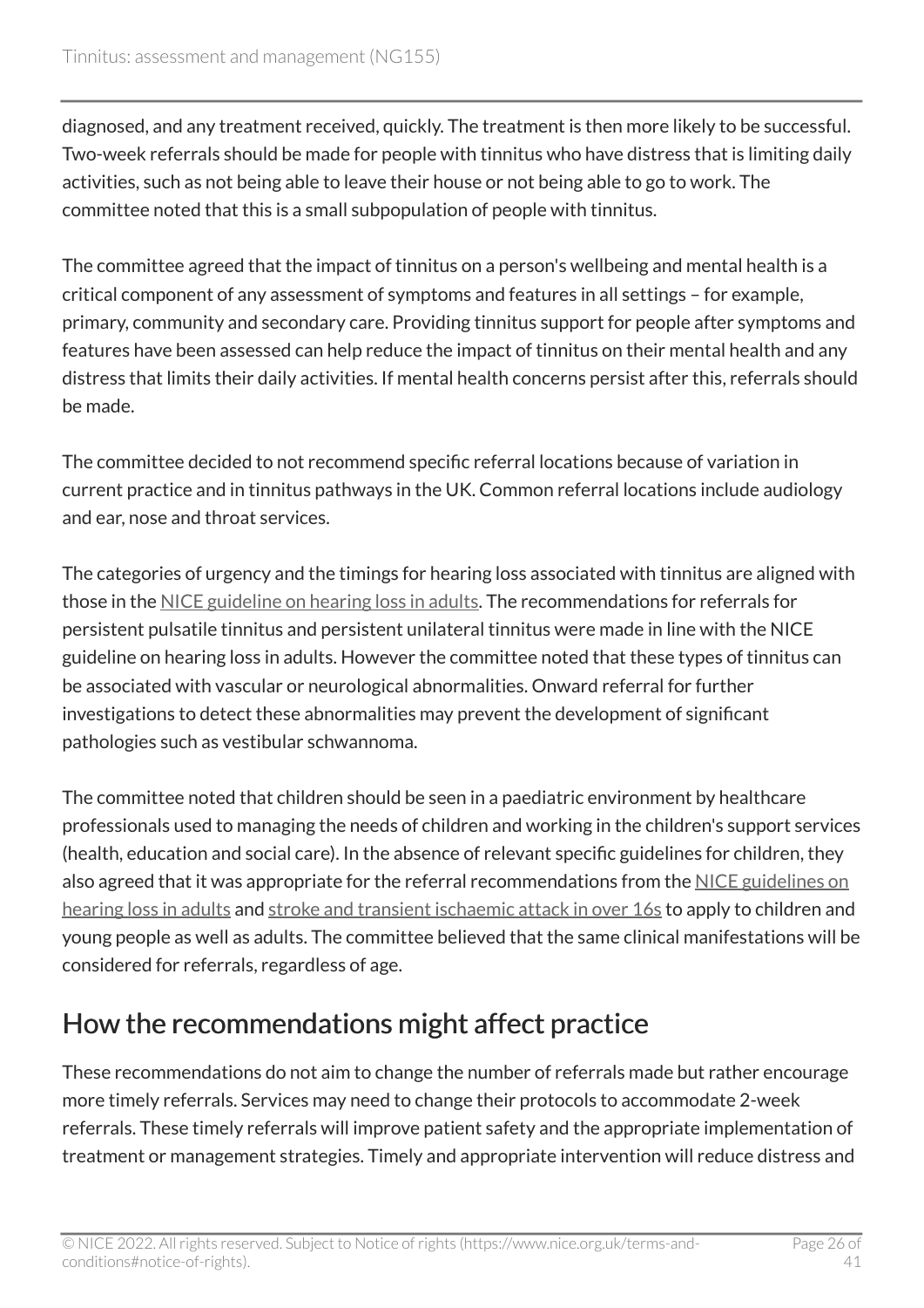diagnosed, and any treatment received, quickly. The treatment is then more likely to be successful. Two-week referrals should be made for people with tinnitus who have distress that is limiting daily activities, such as not being able to leave their house or not being able to go to work. The committee noted that this is a small subpopulation of people with tinnitus.

The committee agreed that the impact of tinnitus on a person's wellbeing and mental health is a critical component of any assessment of symptoms and features in all settings – for example, primary, community and secondary care. Providing tinnitus support for people after symptoms and features have been assessed can help reduce the impact of tinnitus on their mental health and any distress that limits their daily activities. If mental health concerns persist after this, referrals should be made.

The committee decided to not recommend specific referral locations because of variation in current practice and in tinnitus pathways in the UK. Common referral locations include audiology and ear, nose and throat services.

The categories of urgency and the timings for hearing loss associated with tinnitus are aligned with those in the NICE guideline on hearing loss in adults. The recommendations for referrals for persistent pulsatile tinnitus and persistent unilateral tinnitus were made in line with the NICE guideline on hearing loss in adults. However the committee noted that these types of tinnitus can be associated with vascular or neurological abnormalities. Onward referral for further investigations to detect these abnormalities may prevent the development of significant pathologies such as vestibular schwannoma.

The committee noted that children should be seen in a paediatric environment by healthcare professionals used to managing the needs of children and working in the children's support services (health, education and social care). In the absence of relevant specific guidelines for children, they also agreed that it was appropriate for the referral recommendations from the NICE guidelines on hearing loss in adults and stroke and transient ischaemic attack in over 16s to apply to children and young people as well as adults. The committee believed that the same clinical manifestations will be considered for referrals, regardless of age.

## How the recommendations might affect practice

These recommendations do not aim to change the number of referrals made but rather encourage more timely referrals. Services may need to change their protocols to accommodate 2-week referrals. These timely referrals will improve patient safety and the appropriate implementation of treatment or management strategies. Timely and appropriate intervention will reduce distress and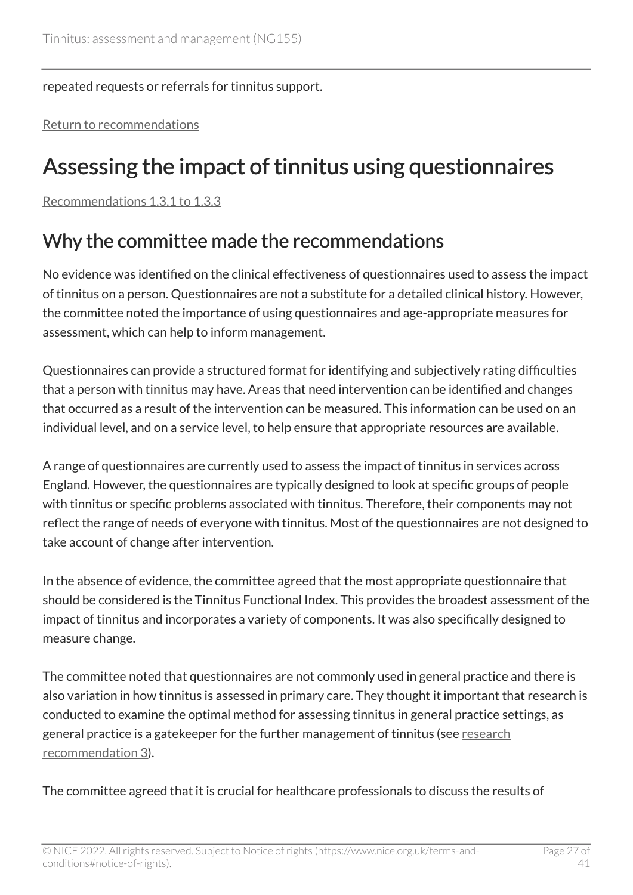repeated requests or referrals for tinnitus support.

Return to recommendations

# Assessing the impact of tinnitus using questionnaires

Recommendations 1.3.1 to 1.3.3

## Why the committee made the recommendations

No evidence was identified on the clinical effectiveness of questionnaires used to assess the impact of tinnitus on a person. Questionnaires are not a substitute for a detailed clinical history. However, the committee noted the importance of using questionnaires and age-appropriate measures for assessment, which can help to inform management.

Questionnaires can provide a structured format for identifying and subjectively rating difficulties that a person with tinnitus may have. Areas that need intervention can be identified and changes that occurred as a result of the intervention can be measured. This information can be used on an individual level, and on a service level, to help ensure that appropriate resources are available.

A range of questionnaires are currently used to assess the impact of tinnitus in services across England. However, the questionnaires are typically designed to look at specific groups of people with tinnitus or specific problems associated with tinnitus. Therefore, their components may not reflect the range of needs of everyone with tinnitus. Most of the questionnaires are not designed to take account of change after intervention.

In the absence of evidence, the committee agreed that the most appropriate questionnaire that should be considered is the Tinnitus Functional Index. This provides the broadest assessment of the impact of tinnitus and incorporates a variety of components. It was also specifically designed to measure change.

The committee noted that questionnaires are not commonly used in general practice and there is also variation in how tinnitus is assessed in primary care. They thought it important that research is conducted to examine the optimal method for assessing tinnitus in general practice settings, as general practice is a gatekeeper for the further management of tinnitus (see research recommendation 3).

The committee agreed that it is crucial for healthcare professionals to discuss the results of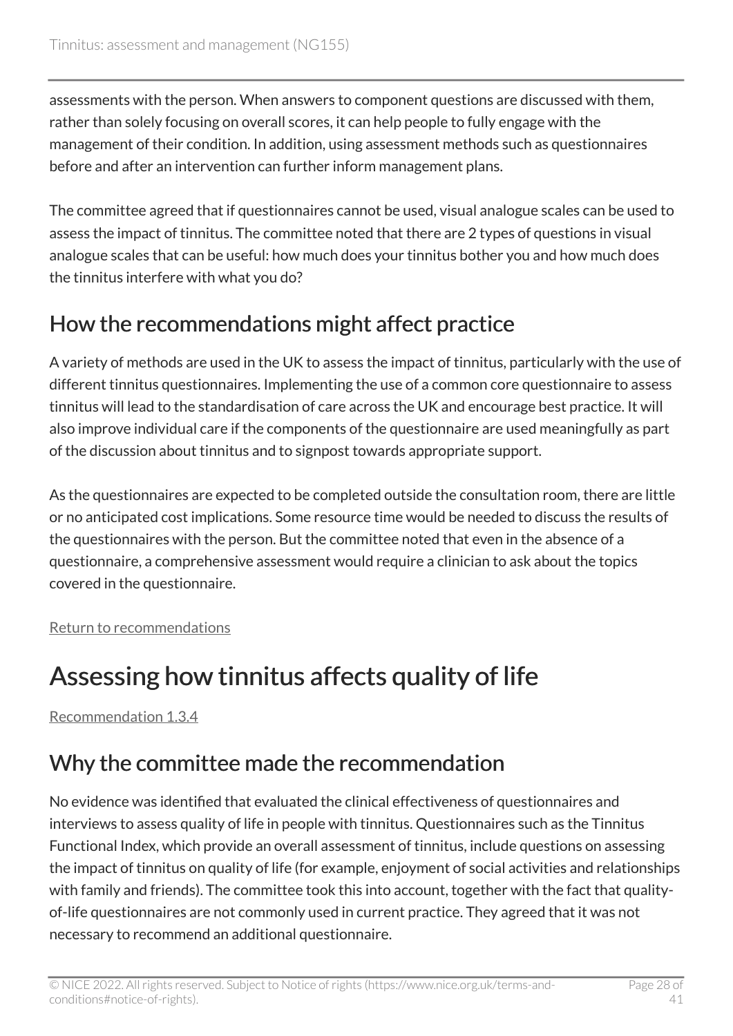assessments with the person. When answers to component questions are discussed with them, rather than solely focusing on overall scores, it can help people to fully engage with the management of their condition. In addition, using assessment methods such as questionnaires before and after an intervention can further inform management plans.

The committee agreed that if questionnaires cannot be used, visual analogue scales can be used to assess the impact of tinnitus. The committee noted that there are 2 types of questions in visual analogue scales that can be useful: how much does your tinnitus bother you and how much does the tinnitus interfere with what you do?

## How the recommendations might affect practice

A variety of methods are used in the UK to assess the impact of tinnitus, particularly with the use of different tinnitus questionnaires. Implementing the use of a common core questionnaire to assess tinnitus will lead to the standardisation of care across the UK and encourage best practice. It will also improve individual care if the components of the questionnaire are used meaningfully as part of the discussion about tinnitus and to signpost towards appropriate support.

As the questionnaires are expected to be completed outside the consultation room, there are little or no anticipated cost implications. Some resource time would be needed to discuss the results of the questionnaires with the person. But the committee noted that even in the absence of a questionnaire, a comprehensive assessment would require a clinician to ask about the topics covered in the questionnaire.

Return to recommendations

# Assessing how tinnitus affects quality of life

Recommendation 1.3.4

## Why the committee made the recommendation

No evidence was identified that evaluated the clinical effectiveness of questionnaires and interviews to assess quality of life in people with tinnitus. Questionnaires such as the Tinnitus Functional Index, which provide an overall assessment of tinnitus, include questions on assessing the impact of tinnitus on quality of life (for example, enjoyment of social activities and relationships with family and friends). The committee took this into account, together with the fact that quality-of-life questionnaires are not commonly used in current practice. They agreed that it was not necessary to recommend an additional questionnaire.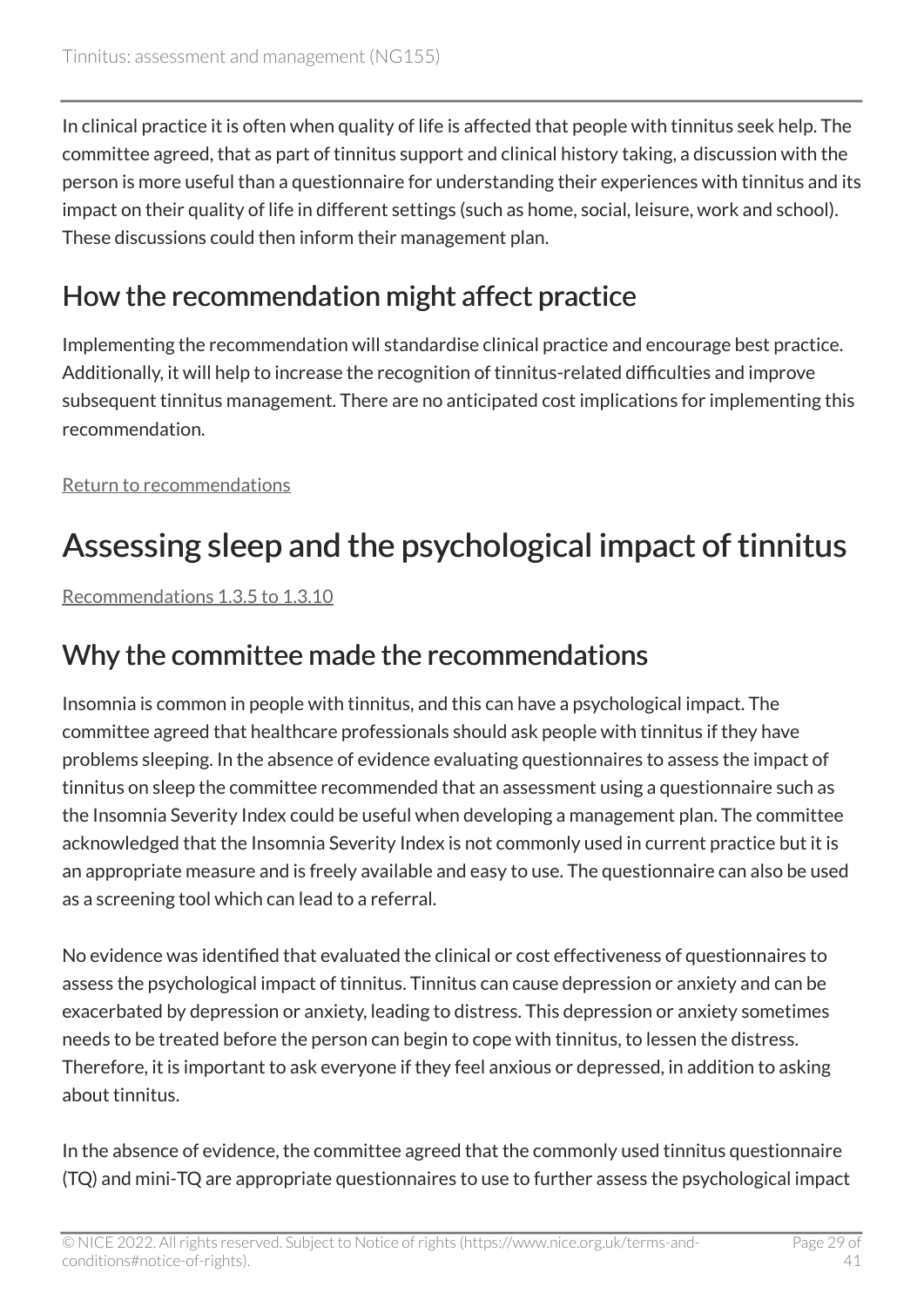In clinical practice it is often when quality of life is affected that people with tinnitus seek help. The committee agreed, that as part of tinnitus support and clinical history taking, a discussion with the person is more useful than a questionnaire for understanding their experiences with tinnitus and its impact on their quality of life in different settings (such as home, social, leisure, work and school). These discussions could then inform their management plan.

## How the recommendation might affect practice

Implementing the recommendation will standardise clinical practice and encourage best practice. Additionally, it will help to increase the recognition of tinnitus-related difficulties and improve subsequent tinnitus management. There are no anticipated cost implications for implementing this recommendation.

Return to recommendations

# Assessing sleep and the psychological impact of tinnitus

Recommendations 1.3.5 to 1.3.10

## Why the committee made the recommendations

Insomnia is common in people with tinnitus, and this can have a psychological impact. The committee agreed that healthcare professionals should ask people with tinnitus if they have problems sleeping. In the absence of evidence evaluating questionnaires to assess the impact of tinnitus on sleep the committee recommended that an assessment using a questionnaire such as the Insomnia Severity Index could be useful when developing a management plan. The committee acknowledged that the Insomnia Severity Index is not commonly used in current practice but it is an appropriate measure and is freely available and easy to use. The questionnaire can also be used as a screening tool which can lead to a referral.

No evidence was identified that evaluated the clinical or cost effectiveness of questionnaires to assess the psychological impact of tinnitus. Tinnitus can cause depression or anxiety and can be exacerbated by depression or anxiety, leading to distress. This depression or anxiety sometimes needs to be treated before the person can begin to cope with tinnitus, to lessen the distress. Therefore, it is important to ask everyone if they feel anxious or depressed, in addition to asking about tinnitus.

In the absence of evidence, the committee agreed that the commonly used tinnitus questionnaire (TQ) and mini-TQ are appropriate questionnaires to use to further assess the psychological impact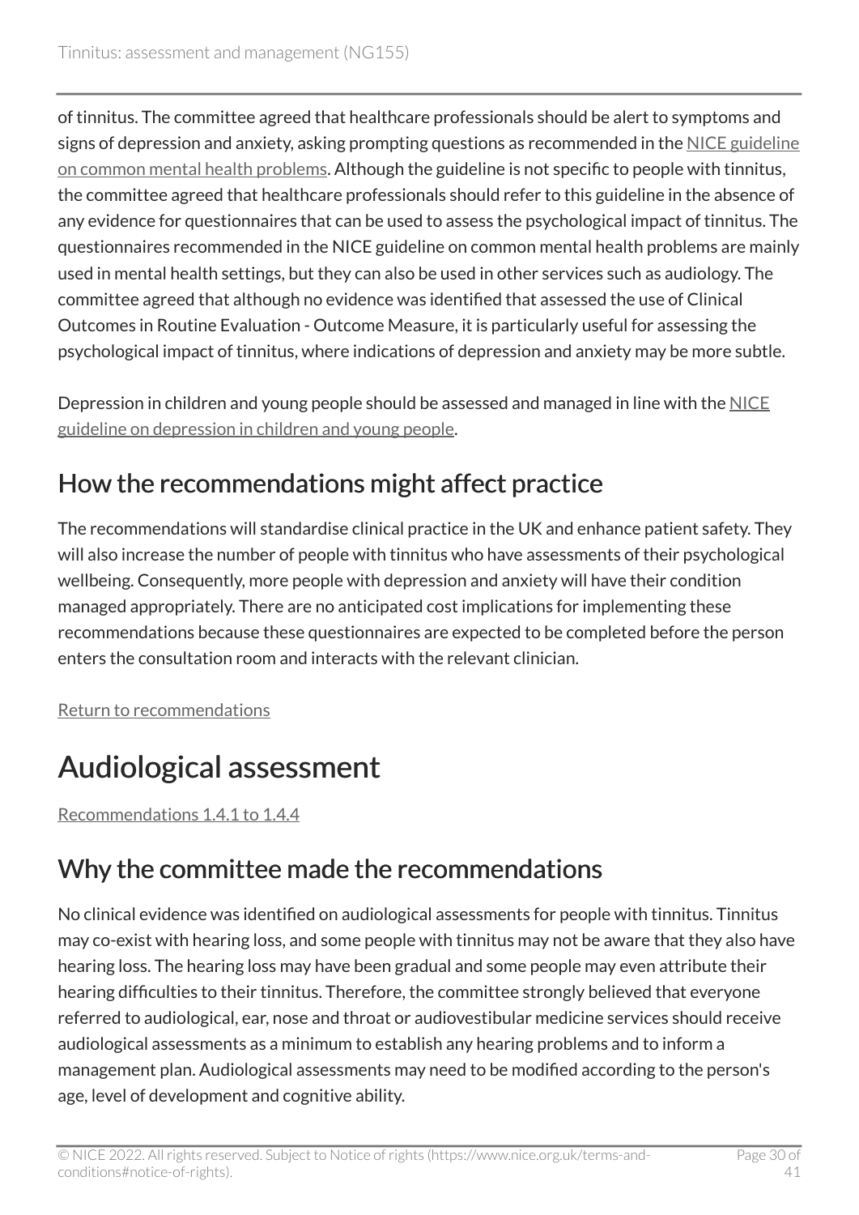of tinnitus. The committee agreed that healthcare professionals should be alert to symptoms and signs of depression and anxiety, asking prompting questions as recommended in the NICE guideline on common mental health problems. Although the guideline is not specific to people with tinnitus, the committee agreed that healthcare professionals should refer to this guideline in the absence of any evidence for questionnaires that can be used to assess the psychological impact of tinnitus. The questionnaires recommended in the NICE guideline on common mental health problems are mainly used in mental health settings, but they can also be used in other services such as audiology. The committee agreed that although no evidence was identified that assessed the use of Clinical Outcomes in Routine Evaluation - Outcome Measure, it is particularly useful for assessing the psychological impact of tinnitus, where indications of depression and anxiety may be more subtle.

Depression in children and young people should be assessed and managed in line with the NICE guideline on depression in children and young people.

## How the recommendations might affect practice

The recommendations will standardise clinical practice in the UK and enhance patient safety. They will also increase the number of people with tinnitus who have assessments of their psychological wellbeing. Consequently, more people with depression and anxiety will have their condition managed appropriately. There are no anticipated cost implications for implementing these recommendations because these questionnaires are expected to be completed before the person enters the consultation room and interacts with the relevant clinician.

Return to recommendations

# Audiological assessment

Recommendations 1.4.1 to 1.4.4

## Why the committee made the recommendations

No clinical evidence was identified on audiological assessments for people with tinnitus. Tinnitus may co-exist with hearing loss, and some people with tinnitus may not be aware that they also have hearing loss. The hearing loss may have been gradual and some people may even attribute their hearing difficulties to their tinnitus. Therefore, the committee strongly believed that everyone referred to audiological, ear, nose and throat or audiovestibular medicine services should receive audiological assessments as a minimum to establish any hearing problems and to inform a management plan. Audiological assessments may need to be modified according to the person's age, level of development and cognitive ability.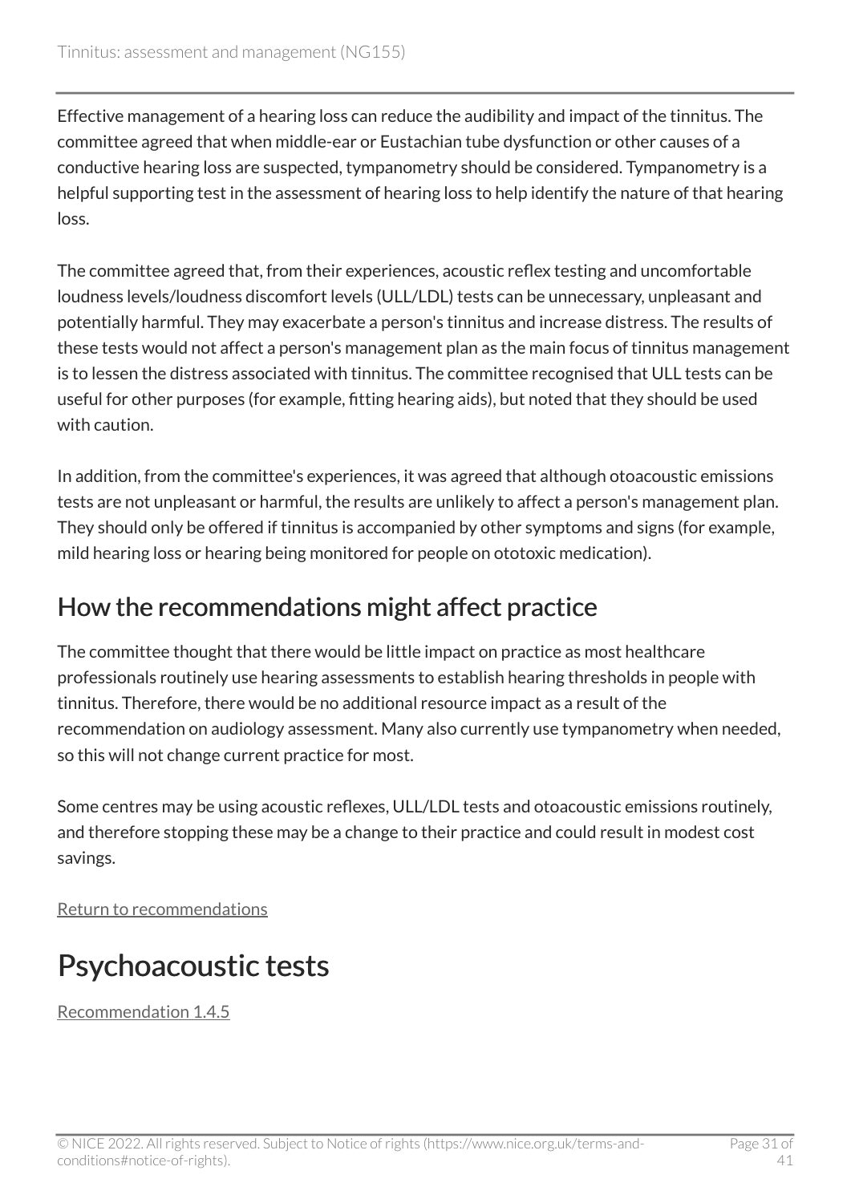Effective management of a hearing loss can reduce the audibility and impact of the tinnitus. The committee agreed that when middle-ear or Eustachian tube dysfunction or other causes of a conductive hearing loss are suspected, tympanometry should be considered. Tympanometry is a helpful supporting test in the assessment of hearing loss to help identify the nature of that hearing loss.

The committee agreed that, from their experiences, acoustic reflex testing and uncomfortable loudness levels/loudness discomfort levels (ULL/LDL) tests can be unnecessary, unpleasant and potentially harmful. They may exacerbate a person's tinnitus and increase distress. The results of these tests would not affect a person's management plan as the main focus of tinnitus management is to lessen the distress associated with tinnitus. The committee recognised that ULL tests can be useful for other purposes (for example, fitting hearing aids), but noted that they should be used with caution.

In addition, from the committee's experiences, it was agreed that although otoacoustic emissions tests are not unpleasant or harmful, the results are unlikely to affect a person's management plan. They should only be offered if tinnitus is accompanied by other symptoms and signs (for example, mild hearing loss or hearing being monitored for people on ototoxic medication).

## How the recommendations might affect practice

The committee thought that there would be little impact on practice as most healthcare professionals routinely use hearing assessments to establish hearing thresholds in people with tinnitus. Therefore, there would be no additional resource impact as a result of the recommendation on audiology assessment. Many also currently use tympanometry when needed, so this will not change current practice for most.

Some centres may be using acoustic reflexes, ULL/LDL tests and otoacoustic emissions routinely, and therefore stopping these may be a change to their practice and could result in modest cost savings.

Return to recommendations

# Psychoacoustic tests

Recommendation 1.4.5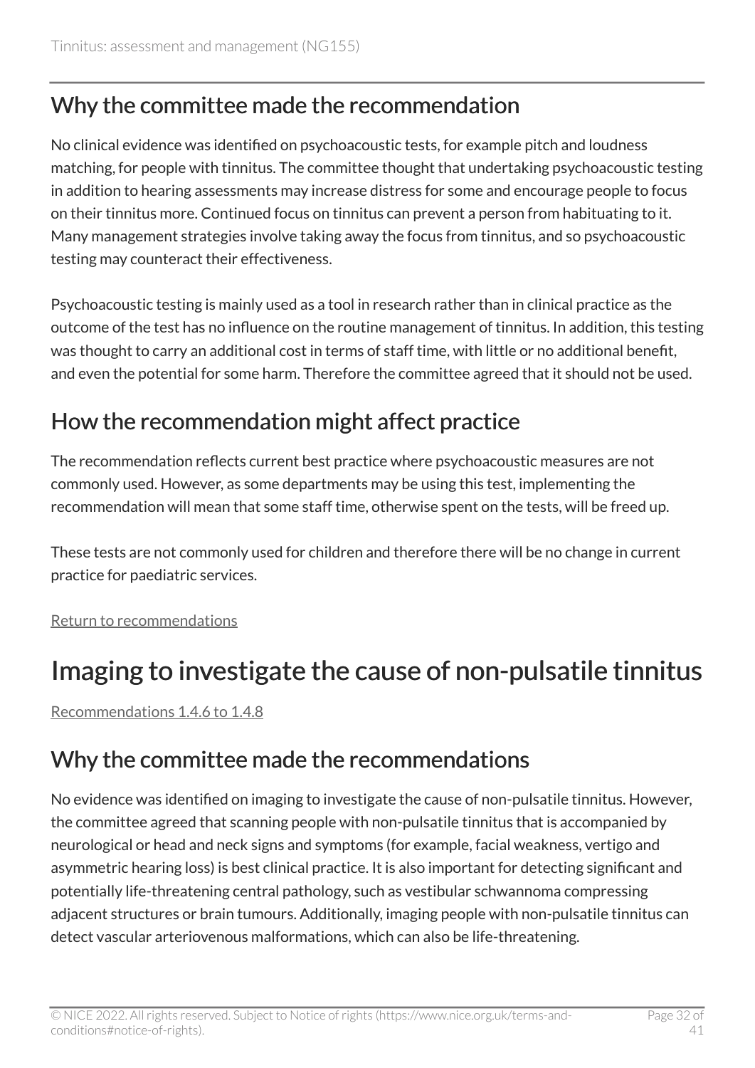## Why the committee made the recommendation

No clinical evidence was identified on psychoacoustic tests, for example pitch and loudness matching, for people with tinnitus. The committee thought that undertaking psychoacoustic testing in addition to hearing assessments may increase distress for some and encourage people to focus on their tinnitus more. Continued focus on tinnitus can prevent a person from habituating to it. Many management strategies involve taking away the focus from tinnitus, and so psychoacoustic testing may counteract their effectiveness.

Psychoacoustic testing is mainly used as a tool in research rather than in clinical practice as the outcome of the test has no influence on the routine management of tinnitus. In addition, this testing was thought to carry an additional cost in terms of staff time, with little or no additional benefit, and even the potential for some harm. Therefore the committee agreed that it should not be used.

## How the recommendation might affect practice

The recommendation reflects current best practice where psychoacoustic measures are not commonly used. However, as some departments may be using this test, implementing the recommendation will mean that some staff time, otherwise spent on the tests, will be freed up.

These tests are not commonly used for children and therefore there will be no change in current practice for paediatric services.

Return to recommendations

# Imaging to investigate the cause of non-pulsatile tinnitus

Recommendations 1.4.6 to 1.4.8

## Why the committee made the recommendations

No evidence was identified on imaging to investigate the cause of non-pulsatile tinnitus. However, the committee agreed that scanning people with non-pulsatile tinnitus that is accompanied by neurological or head and neck signs and symptoms (for example, facial weakness, vertigo and asymmetric hearing loss) is best clinical practice. It is also important for detecting significant and potentially life-threatening central pathology, such as vestibular schwannoma compressing adjacent structures or brain tumours. Additionally, imaging people with non-pulsatile tinnitus can detect vascular arteriovenous malformations, which can also be life-threatening.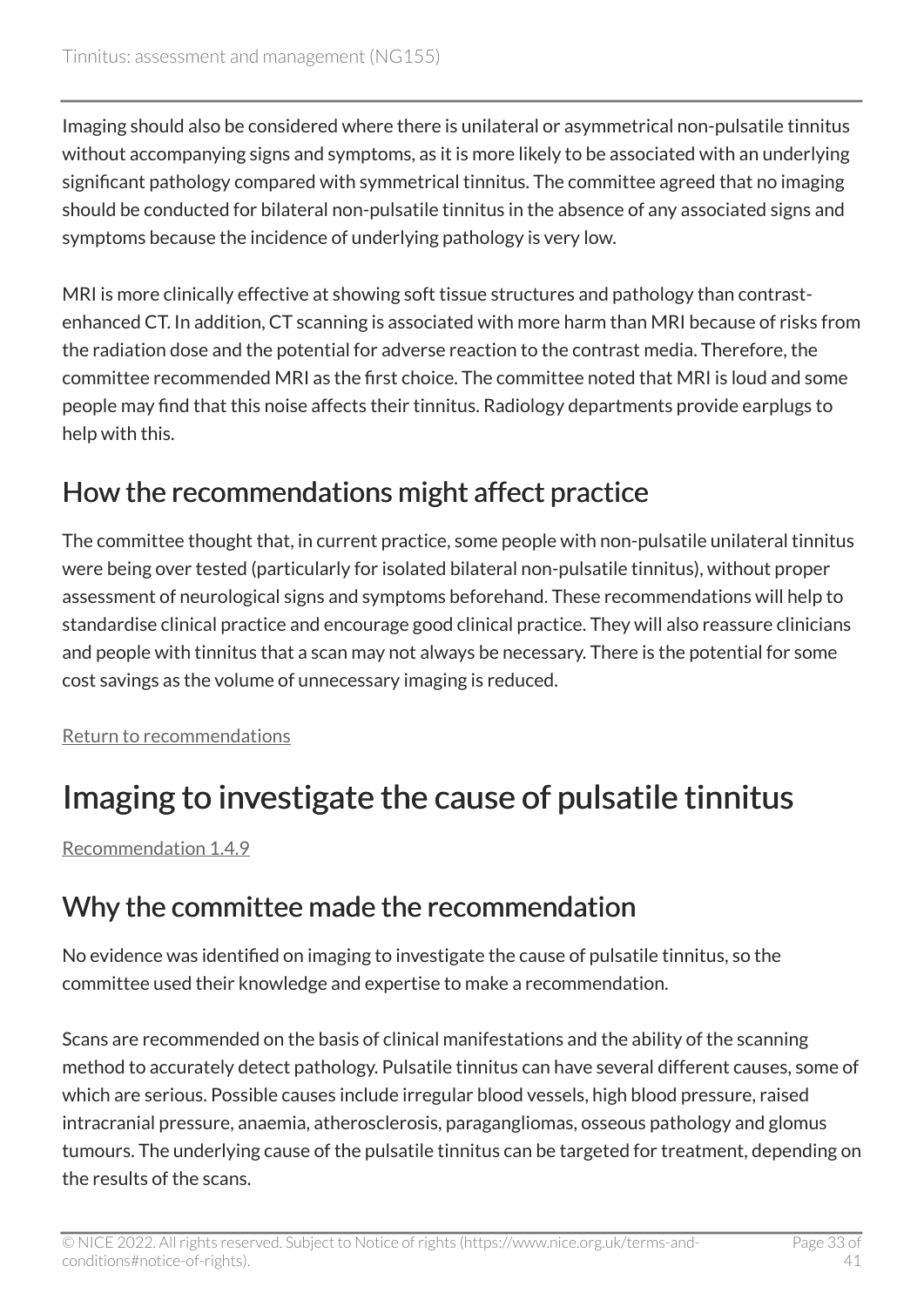Imaging should also be considered where there is unilateral or asymmetrical non-pulsatile tinnitus without accompanying signs and symptoms, as it is more likely to be associated with an underlying significant pathology compared with symmetrical tinnitus. The committee agreed that no imaging should be conducted for bilateral non-pulsatile tinnitus in the absence of any associated signs and symptoms because the incidence of underlying pathology is very low.

MRI is more clinically effective at showing soft tissue structures and pathology than contrast-enhanced CT. In addition, CT scanning is associated with more harm than MRI because of risks from the radiation dose and the potential for adverse reaction to the contrast media. Therefore, the committee recommended MRI as the first choice. The committee noted that MRI is loud and some people may find that this noise affects their tinnitus. Radiology departments provide earplugs to help with this.

## How the recommendations might affect practice

The committee thought that, in current practice, some people with non-pulsatile unilateral tinnitus were being over tested (particularly for isolated bilateral non-pulsatile tinnitus), without proper assessment of neurological signs and symptoms beforehand. These recommendations will help to standardise clinical practice and encourage good clinical practice. They will also reassure clinicians and people with tinnitus that a scan may not always be necessary. There is the potential for some cost savings as the volume of unnecessary imaging is reduced.

Return to recommendations

# Imaging to investigate the cause of pulsatile tinnitus

Recommendation 1.4.9

## Why the committee made the recommendation

No evidence was identified on imaging to investigate the cause of pulsatile tinnitus, so the committee used their knowledge and expertise to make a recommendation.

Scans are recommended on the basis of clinical manifestations and the ability of the scanning method to accurately detect pathology. Pulsatile tinnitus can have several different causes, some of which are serious. Possible causes include irregular blood vessels, high blood pressure, raised intracranial pressure, anaemia, atherosclerosis, paragangliomas, osseous pathology and glomus tumours. The underlying cause of the pulsatile tinnitus can be targeted for treatment, depending on the results of the scans.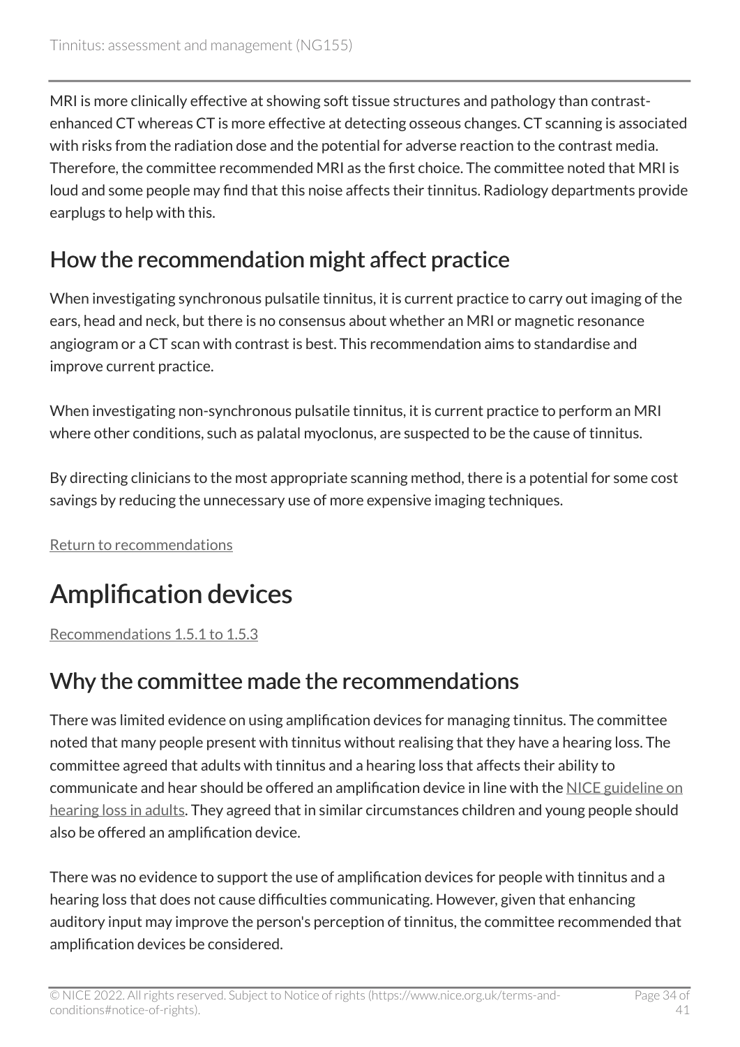MRI is more clinically effective at showing soft tissue structures and pathology than contrast-enhanced CT whereas CT is more effective at detecting osseous changes. CT scanning is associated with risks from the radiation dose and the potential for adverse reaction to the contrast media. Therefore, the committee recommended MRI as the first choice. The committee noted that MRI is loud and some people may find that this noise affects their tinnitus. Radiology departments provide earplugs to help with this.

## How the recommendation might affect practice

When investigating synchronous pulsatile tinnitus, it is current practice to carry out imaging of the ears, head and neck, but there is no consensus about whether an MRI or magnetic resonance angiogram or a CT scan with contrast is best. This recommendation aims to standardise and improve current practice.

When investigating non-synchronous pulsatile tinnitus, it is current practice to perform an MRI where other conditions, such as palatal myoclonus, are suspected to be the cause of tinnitus.

By directing clinicians to the most appropriate scanning method, there is a potential for some cost savings by reducing the unnecessary use of more expensive imaging techniques.

Return to recommendations

# Amplification devices

Recommendations 1.5.1 to 1.5.3

## Why the committee made the recommendations

There was limited evidence on using amplification devices for managing tinnitus. The committee noted that many people present with tinnitus without realising that they have a hearing loss. The committee agreed that adults with tinnitus and a hearing loss that affects their ability to communicate and hear should be offered an amplification device in line with the NICE guideline on hearing loss in adults. They agreed that in similar circumstances children and young people should also be offered an amplification device.

There was no evidence to support the use of amplification devices for people with tinnitus and a hearing loss that does not cause difficulties communicating. However, given that enhancing auditory input may improve the person's perception of tinnitus, the committee recommended that amplification devices be considered.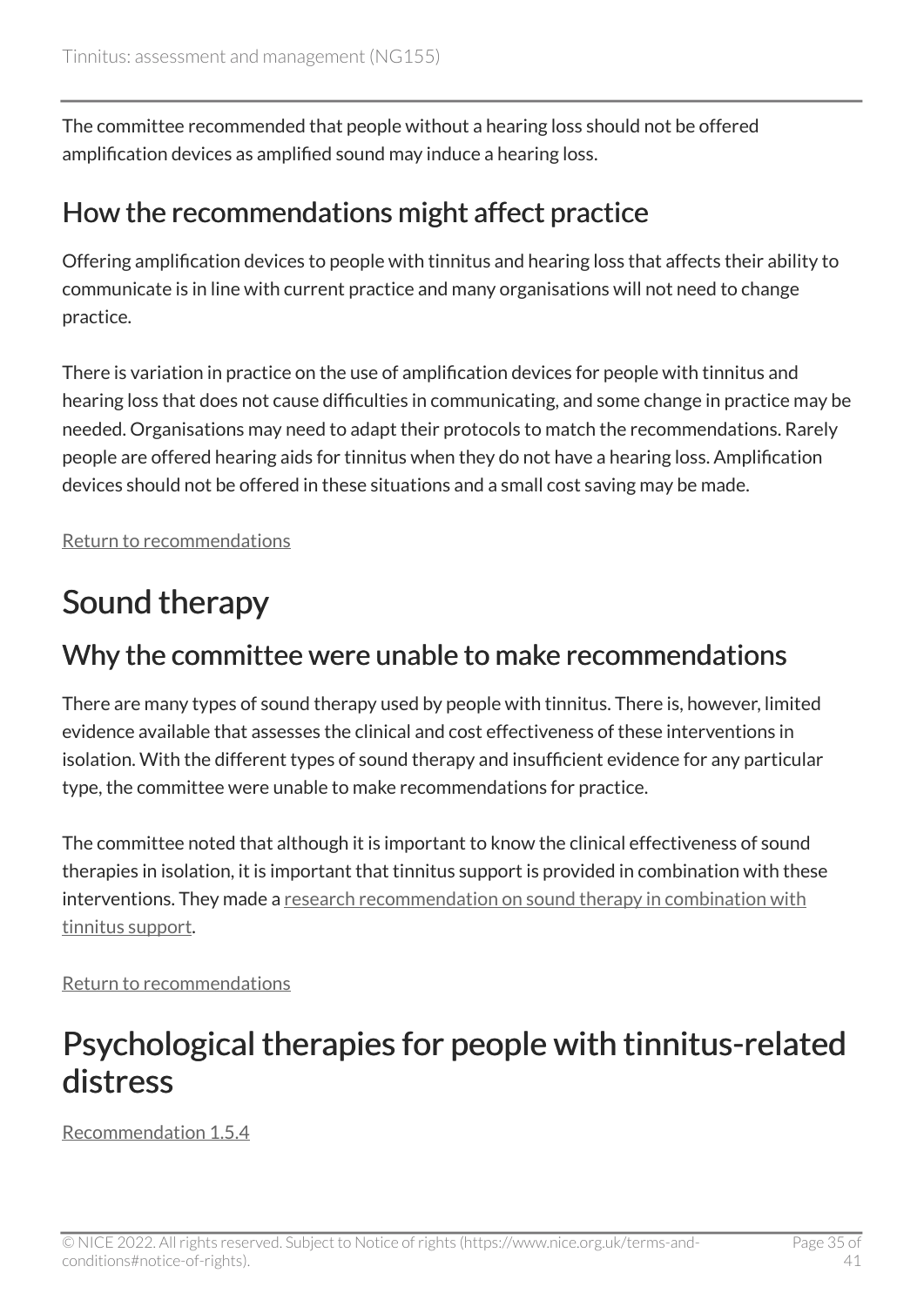The committee recommended that people without a hearing loss should not be offered amplification devices as amplified sound may induce a hearing loss.

## How the recommendations might affect practice

Offering amplification devices to people with tinnitus and hearing loss that affects their ability to communicate is in line with current practice and many organisations will not need to change practice.

There is variation in practice on the use of amplification devices for people with tinnitus and hearing loss that does not cause difficulties in communicating, and some change in practice may be needed. Organisations may need to adapt their protocols to match the recommendations. Rarely people are offered hearing aids for tinnitus when they do not have a hearing loss. Amplification devices should not be offered in these situations and a small cost saving may be made.

Return to recommendations

# Sound therapy

## Why the committee were unable to make recommendations

There are many types of sound therapy used by people with tinnitus. There is, however, limited evidence available that assesses the clinical and cost effectiveness of these interventions in isolation. With the different types of sound therapy and insufficient evidence for any particular type, the committee were unable to make recommendations for practice.

The committee noted that although it is important to know the clinical effectiveness of sound therapies in isolation, it is important that tinnitus support is provided in combination with these interventions. They made a research recommendation on sound therapy in combination with tinnitus support.

Return to recommendations

# Psychological therapies for people with tinnitus-related distress

Recommendation 1.5.4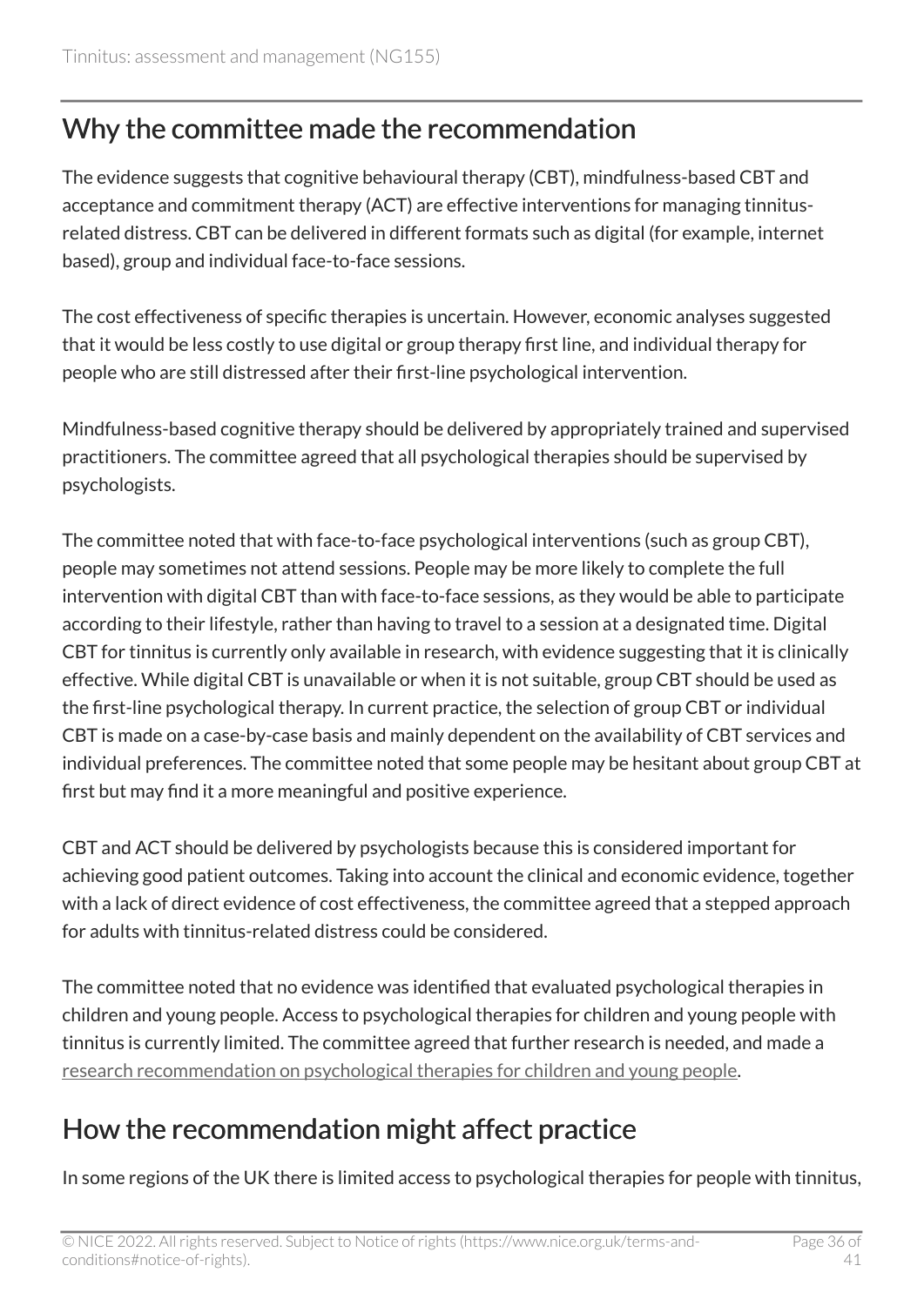## Why the committee made the recommendation

The evidence suggests that cognitive behavioural therapy (CBT), mindfulness-based CBT and acceptance and commitment therapy (ACT) are effective interventions for managing tinnitus-related distress. CBT can be delivered in different formats such as digital (for example, internet based), group and individual face-to-face sessions.

The cost effectiveness of specific therapies is uncertain. However, economic analyses suggested that it would be less costly to use digital or group therapy first line, and individual therapy for people who are still distressed after their first-line psychological intervention.

Mindfulness-based cognitive therapy should be delivered by appropriately trained and supervised practitioners. The committee agreed that all psychological therapies should be supervised by psychologists.

The committee noted that with face-to-face psychological interventions (such as group CBT), people may sometimes not attend sessions. People may be more likely to complete the full intervention with digital CBT than with face-to-face sessions, as they would be able to participate according to their lifestyle, rather than having to travel to a session at a designated time. Digital CBT for tinnitus is currently only available in research, with evidence suggesting that it is clinically effective. While digital CBT is unavailable or when it is not suitable, group CBT should be used as the first-line psychological therapy. In current practice, the selection of group CBT or individual CBT is made on a case-by-case basis and mainly dependent on the availability of CBT services and individual preferences. The committee noted that some people may be hesitant about group CBT at first but may find it a more meaningful and positive experience.

CBT and ACT should be delivered by psychologists because this is considered important for achieving good patient outcomes. Taking into account the clinical and economic evidence, together with a lack of direct evidence of cost effectiveness, the committee agreed that a stepped approach for adults with tinnitus-related distress could be considered.

The committee noted that no evidence was identified that evaluated psychological therapies in children and young people. Access to psychological therapies for children and young people with tinnitus is currently limited. The committee agreed that further research is needed, and made a research recommendation on psychological therapies for children and young people.

## How the recommendation might affect practice

In some regions of the UK there is limited access to psychological therapies for people with tinnitus,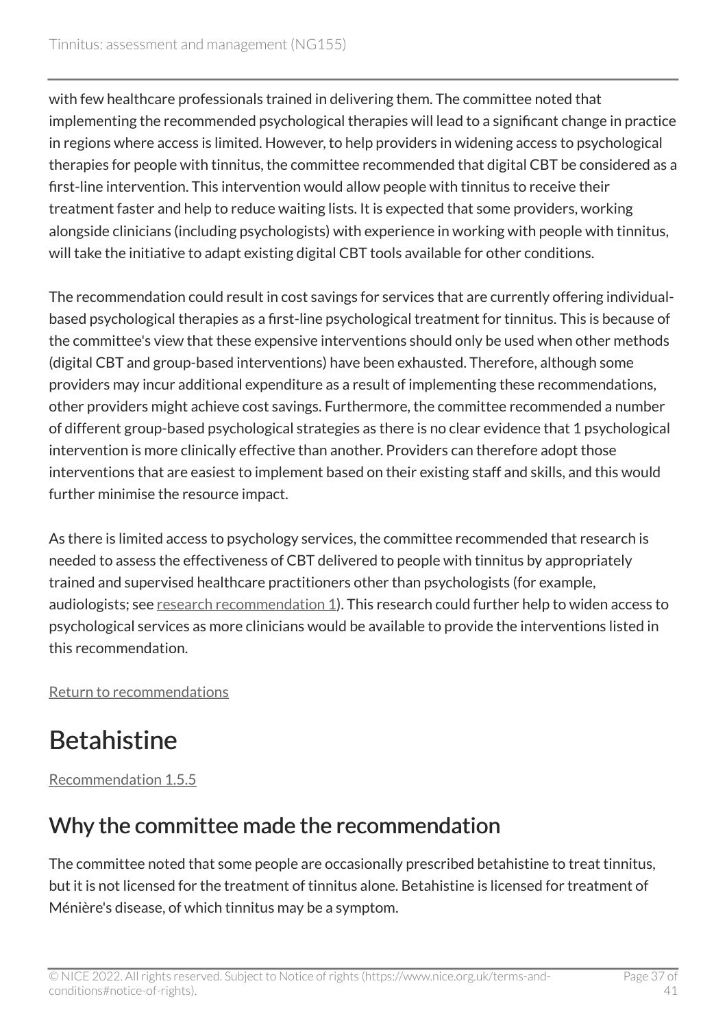with few healthcare professionals trained in delivering them. The committee noted that implementing the recommended psychological therapies will lead to a significant change in practice in regions where access is limited. However, to help providers in widening access to psychological therapies for people with tinnitus, the committee recommended that digital CBT be considered as a first-line intervention. This intervention would allow people with tinnitus to receive their treatment faster and help to reduce waiting lists. It is expected that some providers, working alongside clinicians (including psychologists) with experience in working with people with tinnitus, will take the initiative to adapt existing digital CBT tools available for other conditions.

The recommendation could result in cost savings for services that are currently offering individual-based psychological therapies as a first-line psychological treatment for tinnitus. This is because of the committee's view that these expensive interventions should only be used when other methods (digital CBT and group-based interventions) have been exhausted. Therefore, although some providers may incur additional expenditure as a result of implementing these recommendations, other providers might achieve cost savings. Furthermore, the committee recommended a number of different group-based psychological strategies as there is no clear evidence that 1 psychological intervention is more clinically effective than another. Providers can therefore adopt those interventions that are easiest to implement based on their existing staff and skills, and this would further minimise the resource impact.

As there is limited access to psychology services, the committee recommended that research is needed to assess the effectiveness of CBT delivered to people with tinnitus by appropriately trained and supervised healthcare practitioners other than psychologists (for example, audiologists; see research recommendation 1). This research could further help to widen access to psychological services as more clinicians would be available to provide the interventions listed in this recommendation.

Return to recommendations

# Betahistine

Recommendation 1.5.5

## Why the committee made the recommendation

The committee noted that some people are occasionally prescribed betahistine to treat tinnitus, but it is not licensed for the treatment of tinnitus alone. Betahistine is licensed for treatment of Ménière's disease, of which tinnitus may be a symptom.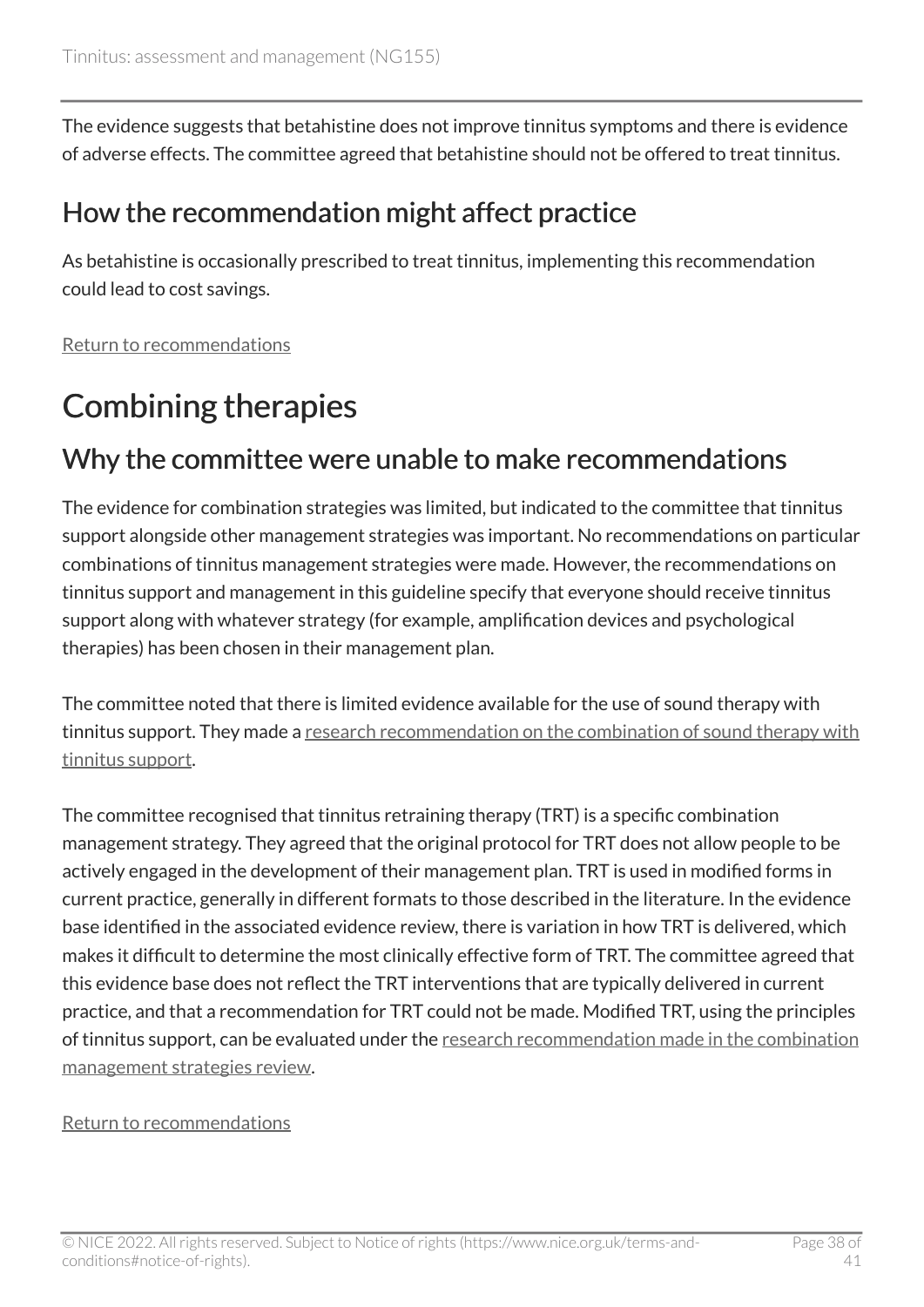The evidence suggests that betahistine does not improve tinnitus symptoms and there is evidence of adverse effects. The committee agreed that betahistine should not be offered to treat tinnitus.

## How the recommendation might affect practice

As betahistine is occasionally prescribed to treat tinnitus, implementing this recommendation could lead to cost savings.

Return to recommendations

# Combining therapies

## Why the committee were unable to make recommendations

The evidence for combination strategies was limited, but indicated to the committee that tinnitus support alongside other management strategies was important. No recommendations on particular combinations of tinnitus management strategies were made. However, the recommendations on tinnitus support and management in this guideline specify that everyone should receive tinnitus support along with whatever strategy (for example, amplification devices and psychological therapies) has been chosen in their management plan.

The committee noted that there is limited evidence available for the use of sound therapy with tinnitus support. They made a research recommendation on the combination of sound therapy with tinnitus support.

The committee recognised that tinnitus retraining therapy (TRT) is a specific combination management strategy. They agreed that the original protocol for TRT does not allow people to be actively engaged in the development of their management plan. TRT is used in modified forms in current practice, generally in different formats to those described in the literature. In the evidence base identified in the associated evidence review, there is variation in how TRT is delivered, which makes it difficult to determine the most clinically effective form of TRT. The committee agreed that this evidence base does not reflect the TRT interventions that are typically delivered in current practice, and that a recommendation for TRT could not be made. Modified TRT, using the principles of tinnitus support, can be evaluated under the research recommendation made in the combination management strategies review.

Return to recommendations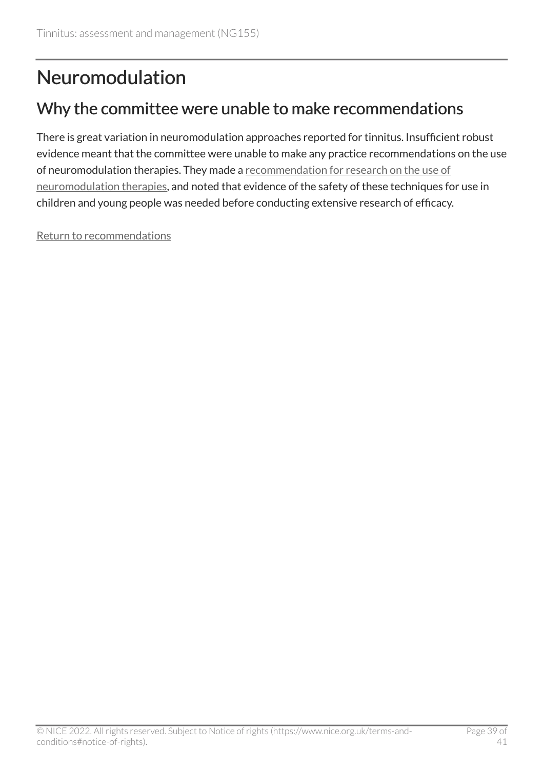# Neuromodulation

## Why the committee were unable to make recommendations

There is great variation in neuromodulation approaches reported for tinnitus. Insufficient robust evidence meant that the committee were unable to make any practice recommendations on the use of neuromodulation therapies. They made a recommendation for research on the use of neuromodulation therapies, and noted that evidence of the safety of these techniques for use in children and young people was needed before conducting extensive research of efficacy.

Return to recommendations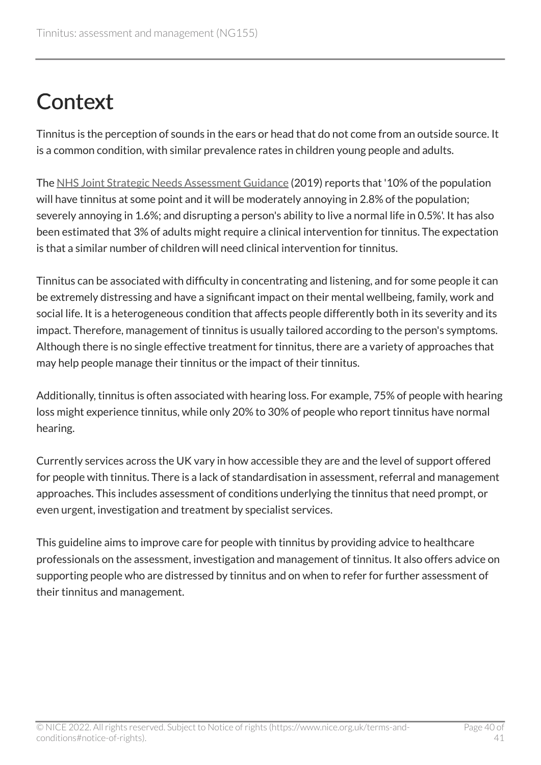# Context

Tinnitus is the perception of sounds in the ears or head that do not come from an outside source. It is a common condition, with similar prevalence rates in children young people and adults.

The NHS Joint Strategic Needs Assessment Guidance (2019) reports that '10% of the population will have tinnitus at some point and it will be moderately annoying in 2.8% of the population; severely annoying in 1.6%; and disrupting a person's ability to live a normal life in 0.5%'. It has also been estimated that 3% of adults might require a clinical intervention for tinnitus. The expectation is that a similar number of children will need clinical intervention for tinnitus.

Tinnitus can be associated with difficulty in concentrating and listening, and for some people it can be extremely distressing and have a significant impact on their mental wellbeing, family, work and social life. It is a heterogeneous condition that affects people differently both in its severity and its impact. Therefore, management of tinnitus is usually tailored according to the person's symptoms. Although there is no single effective treatment for tinnitus, there are a variety of approaches that may help people manage their tinnitus or the impact of their tinnitus.

Additionally, tinnitus is often associated with hearing loss. For example, 75% of people with hearing loss might experience tinnitus, while only 20% to 30% of people who report tinnitus have normal hearing.

Currently services across the UK vary in how accessible they are and the level of support offered for people with tinnitus. There is a lack of standardisation in assessment, referral and management approaches. This includes assessment of conditions underlying the tinnitus that need prompt, or even urgent, investigation and treatment by specialist services.

This guideline aims to improve care for people with tinnitus by providing advice to healthcare professionals on the assessment, investigation and management of tinnitus. It also offers advice on supporting people who are distressed by tinnitus and on when to refer for further assessment of their tinnitus and management.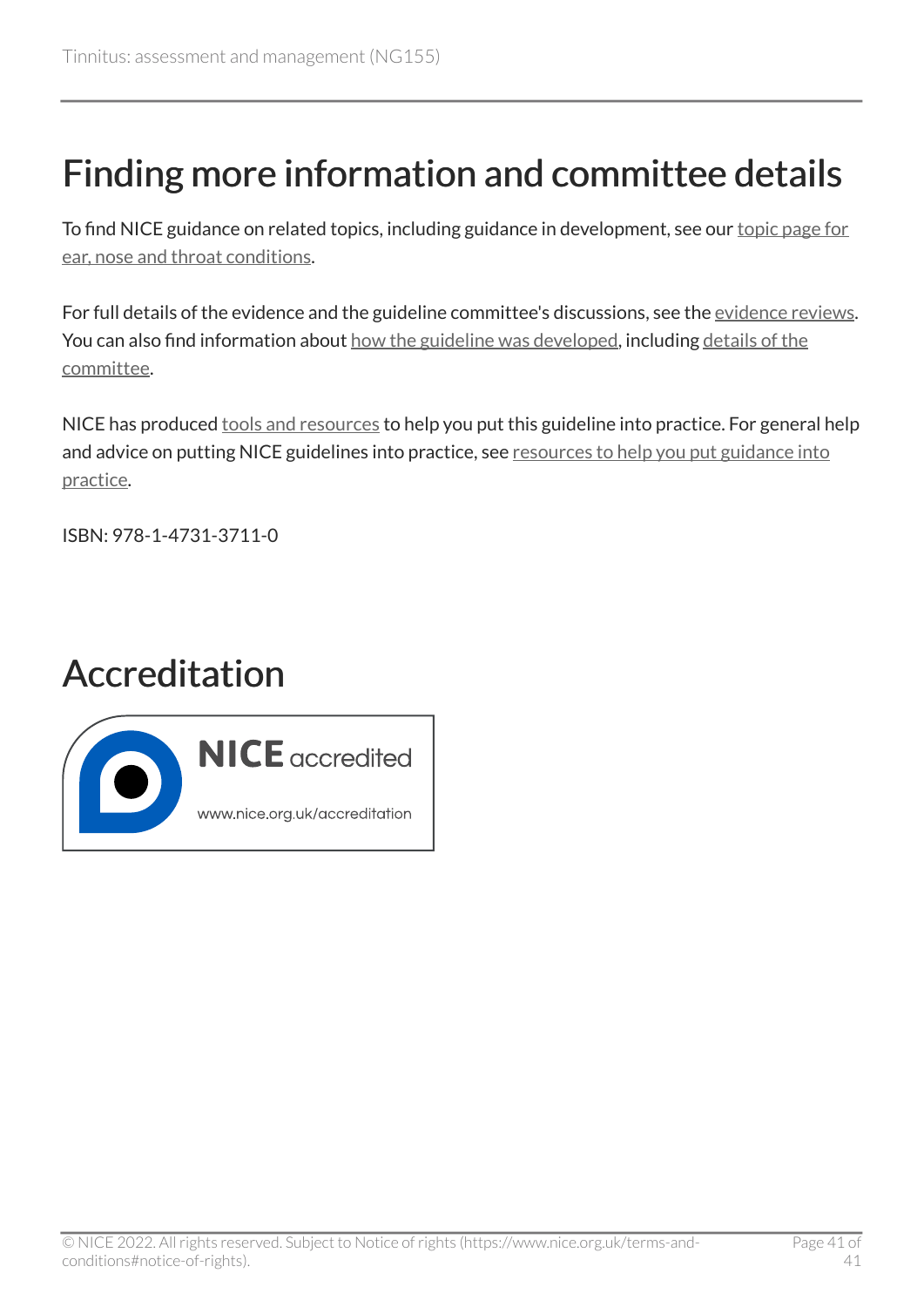# Finding more information and committee details

To find NICE guidance on related topics, including guidance in development, see our topic page for ear, nose and throat conditions.

For full details of the evidence and the guideline committee's discussions, see the evidence reviews. You can also find information about how the guideline was developed, including details of the committee.

NICE has produced tools and resources to help you put this guideline into practice. For general help and advice on putting NICE guidelines into practice, see resources to help you put guidance into practice.

ISBN: 978-1-4731-3711-0

# Accreditation

NICE accredited

www.nice.org.uk/accreditation